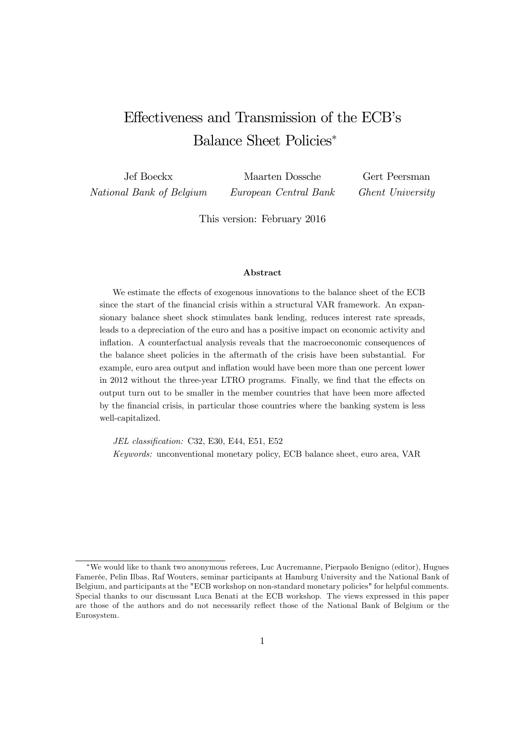# Effectiveness and Transmission of the ECB's Balance Sheet Policies*

Jef Boeckx — *National Bank of Belgium*

Maarten Dossche — *European Central Bank*

Gert Peersman — *Ghent University*

This version: February 2016

### Abstract

We estimate the effects of exogenous innovations to the balance sheet of the ECB since the start of the financial crisis within a structural VAR framework. An expansionary balance sheet shock stimulates bank lending, reduces interest rate spreads, leads to a depreciation of the euro and has a positive impact on economic activity and inflation. A counterfactual analysis reveals that the macroeconomic consequences of the balance sheet policies in the aftermath of the crisis have been substantial. For example, euro area output and inflation would have been more than one percent lower in 2012 without the three-year LTRO programs. Finally, we find that the effects on output turn out to be smaller in the member countries that have been more affected by the financial crisis, in particular those countries where the banking system is less well-capitalized.

*JEL classification:* C32, E30, E44, E51, E52

*Keywords:* unconventional monetary policy, ECB balance sheet, euro area, VAR

---

*We would like to thank two anonymous referees, Luc Aucremanne, Pierpaolo Benigno (editor), Hugues Famerée, Pelin Ilbas, Raf Wouters, seminar participants at Hamburg University and the National Bank of Belgium, and participants at the "ECB workshop on non-standard monetary policies" for helpful comments. Special thanks to our discussant Luca Benati at the ECB workshop. The views expressed in this paper are those of the authors and do not necessarily reflect those of the National Bank of Belgium or the Eurosystem.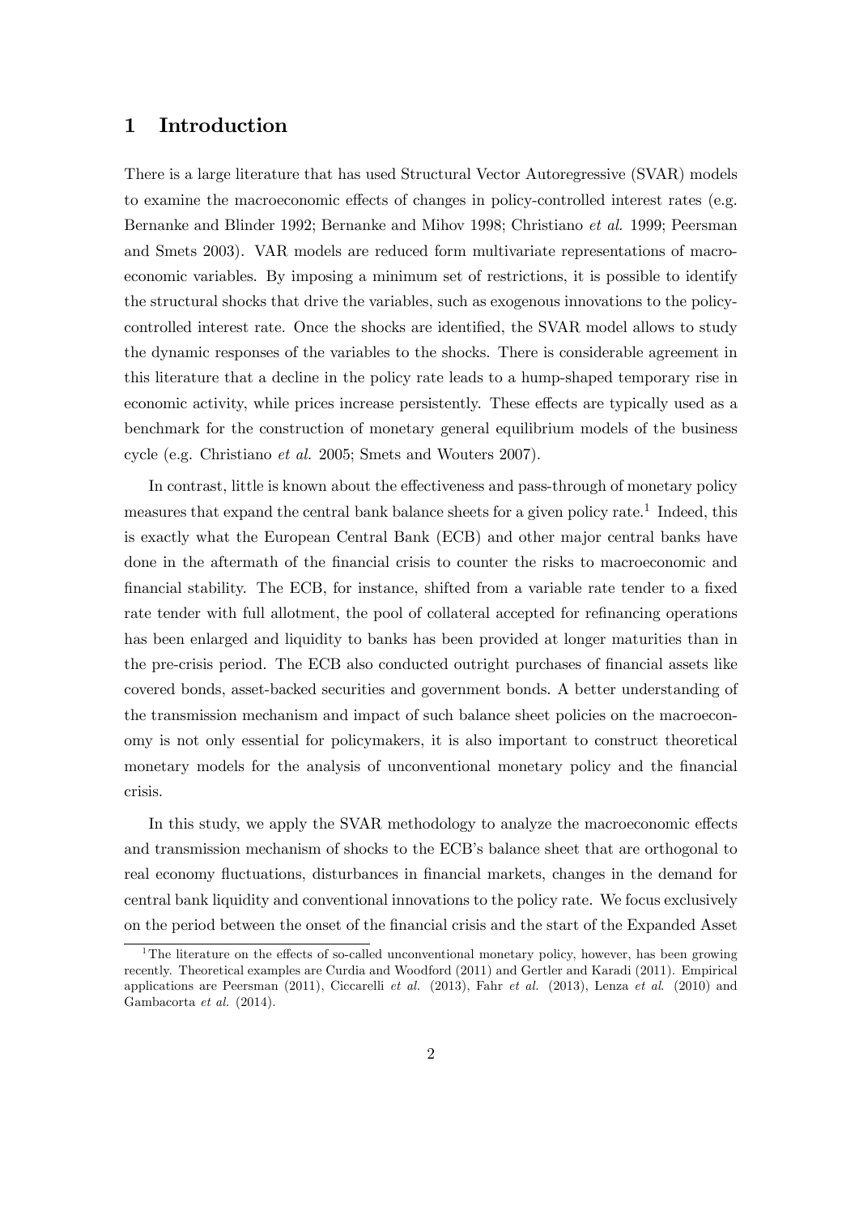# 1 Introduction

There is a large literature that has used Structural Vector Autoregressive (SVAR) models to examine the macroeconomic effects of changes in policy-controlled interest rates (e.g. Bernanke and Blinder 1992; Bernanke and Mihov 1998; Christiano *et al.* 1999; Peersman and Smets 2003). VAR models are reduced form multivariate representations of macroeconomic variables. By imposing a minimum set of restrictions, it is possible to identify the structural shocks that drive the variables, such as exogenous innovations to the policy-controlled interest rate. Once the shocks are identified, the SVAR model allows to study the dynamic responses of the variables to the shocks. There is considerable agreement in this literature that a decline in the policy rate leads to a hump-shaped temporary rise in economic activity, while prices increase persistently. These effects are typically used as a benchmark for the construction of monetary general equilibrium models of the business cycle (e.g. Christiano *et al.* 2005; Smets and Wouters 2007).

In contrast, little is known about the effectiveness and pass-through of monetary policy measures that expand the central bank balance sheets for a given policy rate.[1] Indeed, this is exactly what the European Central Bank (ECB) and other major central banks have done in the aftermath of the financial crisis to counter the risks to macroeconomic and financial stability. The ECB, for instance, shifted from a variable rate tender to a fixed rate tender with full allotment, the pool of collateral accepted for refinancing operations has been enlarged and liquidity to banks has been provided at longer maturities than in the pre-crisis period. The ECB also conducted outright purchases of financial assets like covered bonds, asset-backed securities and government bonds. A better understanding of the transmission mechanism and impact of such balance sheet policies on the macroeconomy is not only essential for policymakers, it is also important to construct theoretical monetary models for the analysis of unconventional monetary policy and the financial crisis.

In this study, we apply the SVAR methodology to analyze the macroeconomic effects and transmission mechanism of shocks to the ECB's balance sheet that are orthogonal to real economy fluctuations, disturbances in financial markets, changes in the demand for central bank liquidity and conventional innovations to the policy rate. We focus exclusively on the period between the onset of the financial crisis and the start of the Expanded Asset

[1] The literature on the effects of so-called unconventional monetary policy, however, has been growing recently. Theoretical examples are Curdia and Woodford (2011) and Gertler and Karadi (2011). Empirical applications are Peersman (2011), Ciccarelli *et al.* (2013), Fahr *et al.* (2013), Lenza *et al.* (2010) and Gambacorta *et al.* (2014).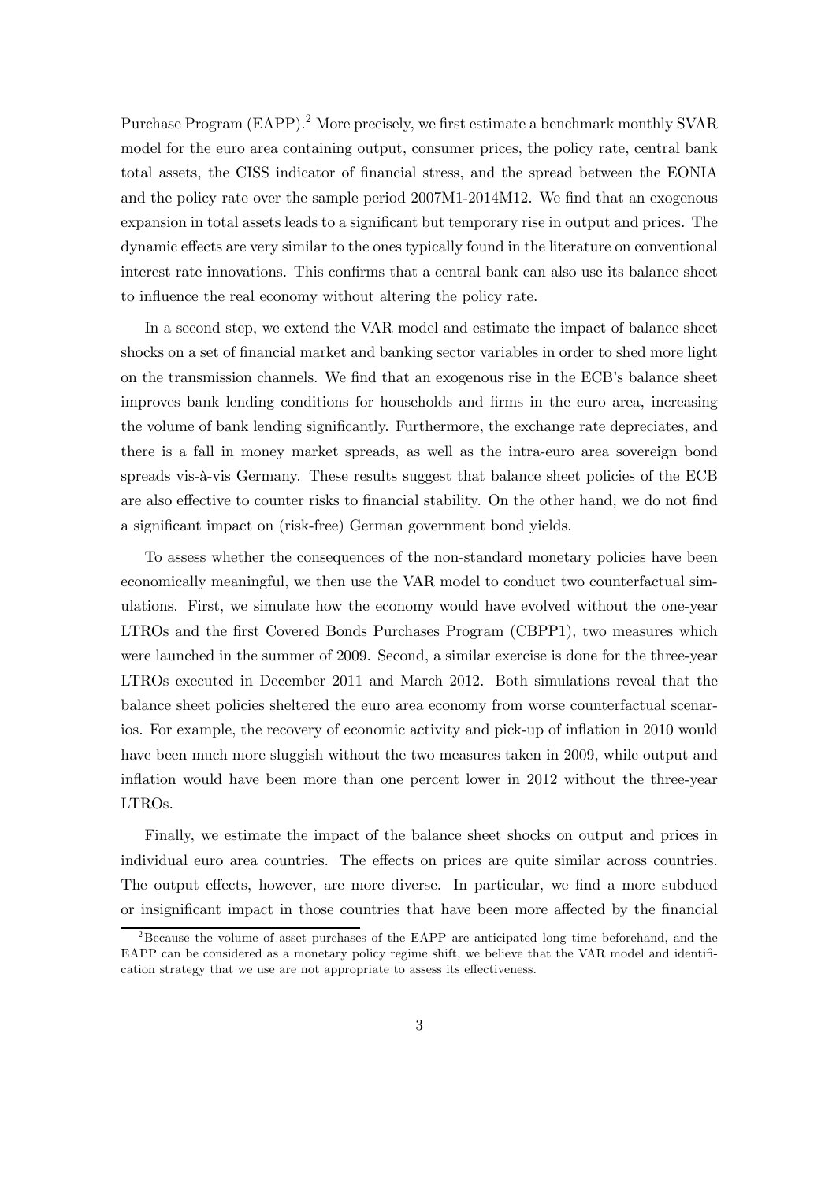Purchase Program (EAPP).[2] More precisely, we first estimate a benchmark monthly SVAR model for the euro area containing output, consumer prices, the policy rate, central bank total assets, the CISS indicator of financial stress, and the spread between the EONIA and the policy rate over the sample period 2007M1-2014M12. We find that an exogenous expansion in total assets leads to a significant but temporary rise in output and prices. The dynamic effects are very similar to the ones typically found in the literature on conventional interest rate innovations. This confirms that a central bank can also use its balance sheet to influence the real economy without altering the policy rate.

In a second step, we extend the VAR model and estimate the impact of balance sheet shocks on a set of financial market and banking sector variables in order to shed more light on the transmission channels. We find that an exogenous rise in the ECB's balance sheet improves bank lending conditions for households and firms in the euro area, increasing the volume of bank lending significantly. Furthermore, the exchange rate depreciates, and there is a fall in money market spreads, as well as the intra-euro area sovereign bond spreads vis-à-vis Germany. These results suggest that balance sheet policies of the ECB are also effective to counter risks to financial stability. On the other hand, we do not find a significant impact on (risk-free) German government bond yields.

To assess whether the consequences of the non-standard monetary policies have been economically meaningful, we then use the VAR model to conduct two counterfactual simulations. First, we simulate how the economy would have evolved without the one-year LTROs and the first Covered Bonds Purchases Program (CBPP1), two measures which were launched in the summer of 2009. Second, a similar exercise is done for the three-year LTROs executed in December 2011 and March 2012. Both simulations reveal that the balance sheet policies sheltered the euro area economy from worse counterfactual scenarios. For example, the recovery of economic activity and pick-up of inflation in 2010 would have been much more sluggish without the two measures taken in 2009, while output and inflation would have been more than one percent lower in 2012 without the three-year LTROs.

Finally, we estimate the impact of the balance sheet shocks on output and prices in individual euro area countries. The effects on prices are quite similar across countries. The output effects, however, are more diverse. In particular, we find a more subdued or insignificant impact in those countries that have been more affected by the financial

[2] Because the volume of asset purchases of the EAPP are anticipated long time beforehand, and the EAPP can be considered as a monetary policy regime shift, we believe that the VAR model and identification strategy that we use are not appropriate to assess its effectiveness.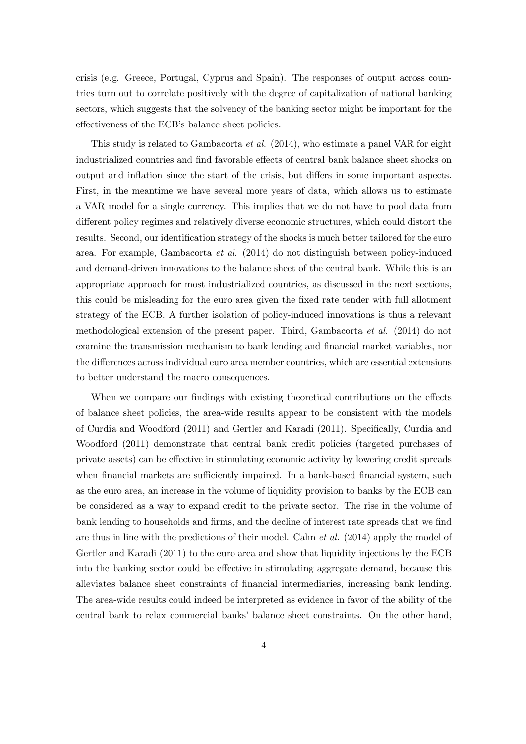crisis (e.g. Greece, Portugal, Cyprus and Spain). The responses of output across countries turn out to correlate positively with the degree of capitalization of national banking sectors, which suggests that the solvency of the banking sector might be important for the effectiveness of the ECB's balance sheet policies.

This study is related to Gambacorta *et al.* (2014), who estimate a panel VAR for eight industrialized countries and find favorable effects of central bank balance sheet shocks on output and inflation since the start of the crisis, but differs in some important aspects. First, in the meantime we have several more years of data, which allows us to estimate a VAR model for a single currency. This implies that we do not have to pool data from different policy regimes and relatively diverse economic structures, which could distort the results. Second, our identification strategy of the shocks is much better tailored for the euro area. For example, Gambacorta *et al.* (2014) do not distinguish between policy-induced and demand-driven innovations to the balance sheet of the central bank. While this is an appropriate approach for most industrialized countries, as discussed in the next sections, this could be misleading for the euro area given the fixed rate tender with full allotment strategy of the ECB. A further isolation of policy-induced innovations is thus a relevant methodological extension of the present paper. Third, Gambacorta *et al.* (2014) do not examine the transmission mechanism to bank lending and financial market variables, nor the differences across individual euro area member countries, which are essential extensions to better understand the macro consequences.

When we compare our findings with existing theoretical contributions on the effects of balance sheet policies, the area-wide results appear to be consistent with the models of Curdia and Woodford (2011) and Gertler and Karadi (2011). Specifically, Curdia and Woodford (2011) demonstrate that central bank credit policies (targeted purchases of private assets) can be effective in stimulating economic activity by lowering credit spreads when financial markets are sufficiently impaired. In a bank-based financial system, such as the euro area, an increase in the volume of liquidity provision to banks by the ECB can be considered as a way to expand credit to the private sector. The rise in the volume of bank lending to households and firms, and the decline of interest rate spreads that we find are thus in line with the predictions of their model. Cahn *et al.* (2014) apply the model of Gertler and Karadi (2011) to the euro area and show that liquidity injections by the ECB into the banking sector could be effective in stimulating aggregate demand, because this alleviates balance sheet constraints of financial intermediaries, increasing bank lending. The area-wide results could indeed be interpreted as evidence in favor of the ability of the central bank to relax commercial banks' balance sheet constraints. On the other hand,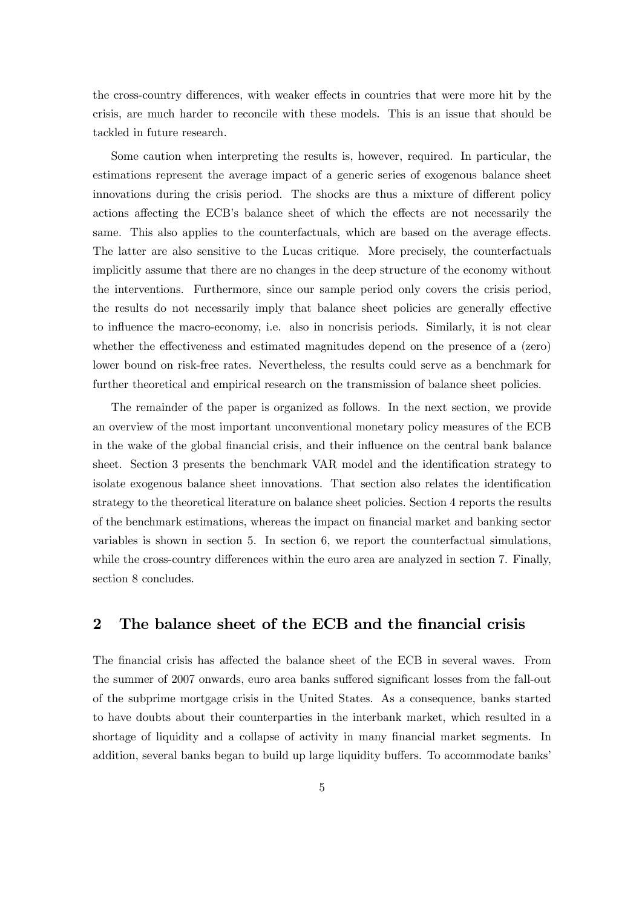the cross-country differences, with weaker effects in countries that were more hit by the crisis, are much harder to reconcile with these models. This is an issue that should be tackled in future research.

Some caution when interpreting the results is, however, required. In particular, the estimations represent the average impact of a generic series of exogenous balance sheet innovations during the crisis period. The shocks are thus a mixture of different policy actions affecting the ECB's balance sheet of which the effects are not necessarily the same. This also applies to the counterfactuals, which are based on the average effects. The latter are also sensitive to the Lucas critique. More precisely, the counterfactuals implicitly assume that there are no changes in the deep structure of the economy without the interventions. Furthermore, since our sample period only covers the crisis period, the results do not necessarily imply that balance sheet policies are generally effective to influence the macro-economy, i.e. also in noncrisis periods. Similarly, it is not clear whether the effectiveness and estimated magnitudes depend on the presence of a (zero) lower bound on risk-free rates. Nevertheless, the results could serve as a benchmark for further theoretical and empirical research on the transmission of balance sheet policies.

The remainder of the paper is organized as follows. In the next section, we provide an overview of the most important unconventional monetary policy measures of the ECB in the wake of the global financial crisis, and their influence on the central bank balance sheet. Section 3 presents the benchmark VAR model and the identification strategy to isolate exogenous balance sheet innovations. That section also relates the identification strategy to the theoretical literature on balance sheet policies. Section 4 reports the results of the benchmark estimations, whereas the impact on financial market and banking sector variables is shown in section 5. In section 6, we report the counterfactual simulations, while the cross-country differences within the euro area are analyzed in section 7. Finally, section 8 concludes.

## 2 The balance sheet of the ECB and the financial crisis

The financial crisis has affected the balance sheet of the ECB in several waves. From the summer of 2007 onwards, euro area banks suffered significant losses from the fall-out of the subprime mortgage crisis in the United States. As a consequence, banks started to have doubts about their counterparties in the interbank market, which resulted in a shortage of liquidity and a collapse of activity in many financial market segments. In addition, several banks began to build up large liquidity buffers. To accommodate banks'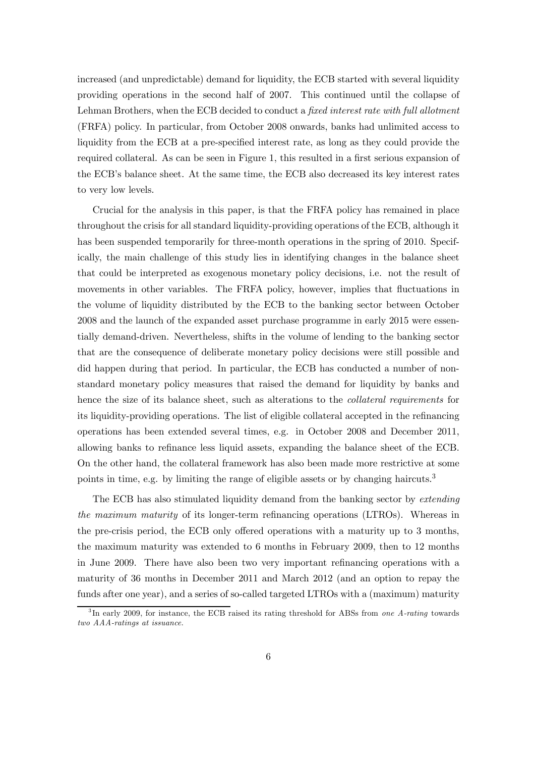increased (and unpredictable) demand for liquidity, the ECB started with several liquidity providing operations in the second half of 2007. This continued until the collapse of Lehman Brothers, when the ECB decided to conduct a *fixed interest rate with full allotment* (FRFA) policy. In particular, from October 2008 onwards, banks had unlimited access to liquidity from the ECB at a pre-specified interest rate, as long as they could provide the required collateral. As can be seen in Figure 1, this resulted in a first serious expansion of the ECB's balance sheet. At the same time, the ECB also decreased its key interest rates to very low levels.

Crucial for the analysis in this paper, is that the FRFA policy has remained in place throughout the crisis for all standard liquidity-providing operations of the ECB, although it has been suspended temporarily for three-month operations in the spring of 2010. Specifically, the main challenge of this study lies in identifying changes in the balance sheet that could be interpreted as exogenous monetary policy decisions, i.e. not the result of movements in other variables. The FRFA policy, however, implies that fluctuations in the volume of liquidity distributed by the ECB to the banking sector between October 2008 and the launch of the expanded asset purchase programme in early 2015 were essentially demand-driven. Nevertheless, shifts in the volume of lending to the banking sector that are the consequence of deliberate monetary policy decisions were still possible and did happen during that period. In particular, the ECB has conducted a number of non-standard monetary policy measures that raised the demand for liquidity by banks and hence the size of its balance sheet, such as alterations to the *collateral requirements* for its liquidity-providing operations. The list of eligible collateral accepted in the refinancing operations has been extended several times, e.g. in October 2008 and December 2011, allowing banks to refinance less liquid assets, expanding the balance sheet of the ECB. On the other hand, the collateral framework has also been made more restrictive at some points in time, e.g. by limiting the range of eligible assets or by changing haircuts.[3]

The ECB has also stimulated liquidity demand from the banking sector by *extending the maximum maturity* of its longer-term refinancing operations (LTROs). Whereas in the pre-crisis period, the ECB only offered operations with a maturity up to 3 months, the maximum maturity was extended to 6 months in February 2009, then to 12 months in June 2009. There have also been two very important refinancing operations with a maturity of 36 months in December 2011 and March 2012 (and an option to repay the funds after one year), and a series of so-called targeted LTROs with a (maximum) maturity

[3] In early 2009, for instance, the ECB raised its rating threshold for ABSs from *one A-rating* towards *two AAA-ratings at issuance*.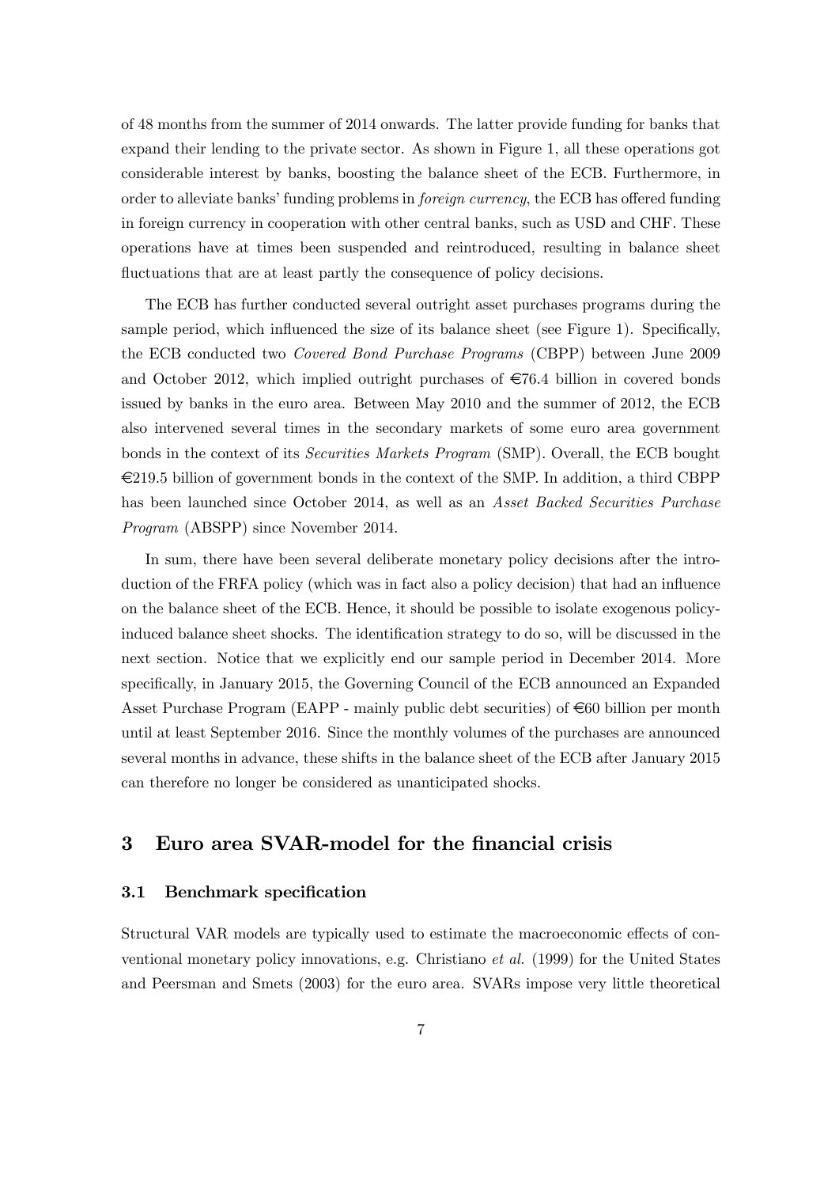of 48 months from the summer of 2014 onwards. The latter provide funding for banks that expand their lending to the private sector. As shown in Figure 1, all these operations got considerable interest by banks, boosting the balance sheet of the ECB. Furthermore, in order to alleviate banks' funding problems in *foreign currency*, the ECB has offered funding in foreign currency in cooperation with other central banks, such as USD and CHF. These operations have at times been suspended and reintroduced, resulting in balance sheet fluctuations that are at least partly the consequence of policy decisions.

The ECB has further conducted several outright asset purchases programs during the sample period, which influenced the size of its balance sheet (see Figure 1). Specifically, the ECB conducted two *Covered Bond Purchase Programs* (CBPP) between June 2009 and October 2012, which implied outright purchases of €76.4 billion in covered bonds issued by banks in the euro area. Between May 2010 and the summer of 2012, the ECB also intervened several times in the secondary markets of some euro area government bonds in the context of its *Securities Markets Program* (SMP). Overall, the ECB bought €219.5 billion of government bonds in the context of the SMP. In addition, a third CBPP has been launched since October 2014, as well as an *Asset Backed Securities Purchase Program* (ABSPP) since November 2014.

In sum, there have been several deliberate monetary policy decisions after the introduction of the FRFA policy (which was in fact also a policy decision) that had an influence on the balance sheet of the ECB. Hence, it should be possible to isolate exogenous policy-induced balance sheet shocks. The identification strategy to do so, will be discussed in the next section. Notice that we explicitly end our sample period in December 2014. More specifically, in January 2015, the Governing Council of the ECB announced an Expanded Asset Purchase Program (EAPP - mainly public debt securities) of €60 billion per month until at least September 2016. Since the monthly volumes of the purchases are announced several months in advance, these shifts in the balance sheet of the ECB after January 2015 can therefore no longer be considered as unanticipated shocks.

## 3 Euro area SVAR-model for the financial crisis

### 3.1 Benchmark specification

Structural VAR models are typically used to estimate the macroeconomic effects of conventional monetary policy innovations, e.g. Christiano *et al.* (1999) for the United States and Peersman and Smets (2003) for the euro area. SVARs impose very little theoretical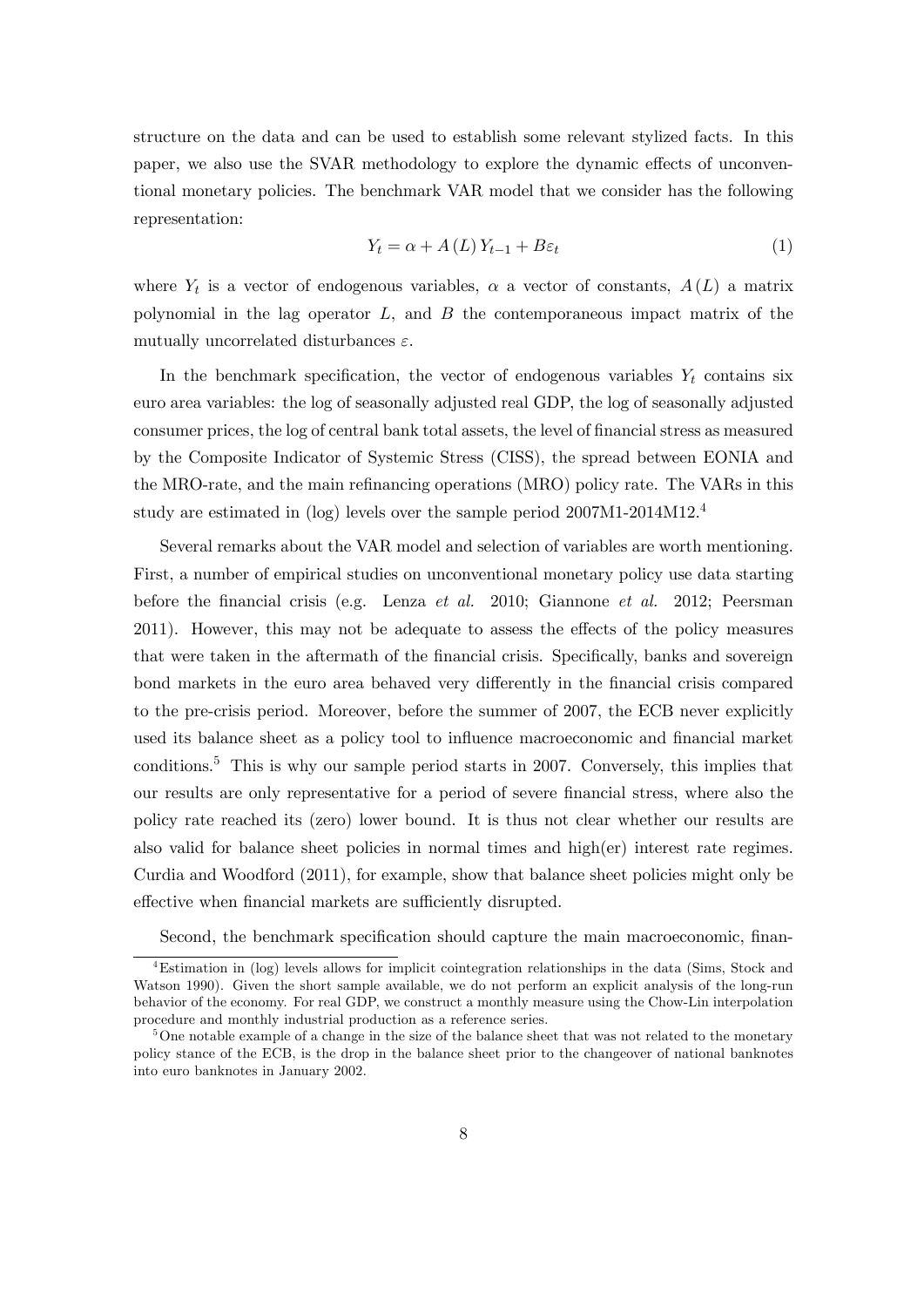structure on the data and can be used to establish some relevant stylized facts. In this paper, we also use the SVAR methodology to explore the dynamic effects of unconventional monetary policies. The benchmark VAR model that we consider has the following representation:

$$Y_t = \alpha + A(L) Y_{t-1} + B\varepsilon_t \tag{1}$$

where $Y_t$ is a vector of endogenous variables, $\alpha$ a vector of constants, $A(L)$ a matrix polynomial in the lag operator $L$, and $B$ the contemporaneous impact matrix of the mutually uncorrelated disturbances $\varepsilon$.

In the benchmark specification, the vector of endogenous variables $Y_t$ contains six euro area variables: the log of seasonally adjusted real GDP, the log of seasonally adjusted consumer prices, the log of central bank total assets, the level of financial stress as measured by the Composite Indicator of Systemic Stress (CISS), the spread between EONIA and the MRO-rate, and the main refinancing operations (MRO) policy rate. The VARs in this study are estimated in (log) levels over the sample period 2007M1-2014M12.[4]

Several remarks about the VAR model and selection of variables are worth mentioning. First, a number of empirical studies on unconventional monetary policy use data starting before the financial crisis (e.g. Lenza *et al.* 2010; Giannone *et al.* 2012; Peersman 2011). However, this may not be adequate to assess the effects of the policy measures that were taken in the aftermath of the financial crisis. Specifically, banks and sovereign bond markets in the euro area behaved very differently in the financial crisis compared to the pre-crisis period. Moreover, before the summer of 2007, the ECB never explicitly used its balance sheet as a policy tool to influence macroeconomic and financial market conditions.[5] This is why our sample period starts in 2007. Conversely, this implies that our results are only representative for a period of severe financial stress, where also the policy rate reached its (zero) lower bound. It is thus not clear whether our results are also valid for balance sheet policies in normal times and high(er) interest rate regimes. Curdia and Woodford (2011), for example, show that balance sheet policies might only be effective when financial markets are sufficiently disrupted.

Second, the benchmark specification should capture the main macroeconomic, finan-

[4] Estimation in (log) levels allows for implicit cointegration relationships in the data (Sims, Stock and Watson 1990). Given the short sample available, we do not perform an explicit analysis of the long-run behavior of the economy. For real GDP, we construct a monthly measure using the Chow-Lin interpolation procedure and monthly industrial production as a reference series.

[5] One notable example of a change in the size of the balance sheet that was not related to the monetary policy stance of the ECB, is the drop in the balance sheet prior to the changeover of national banknotes into euro banknotes in January 2002.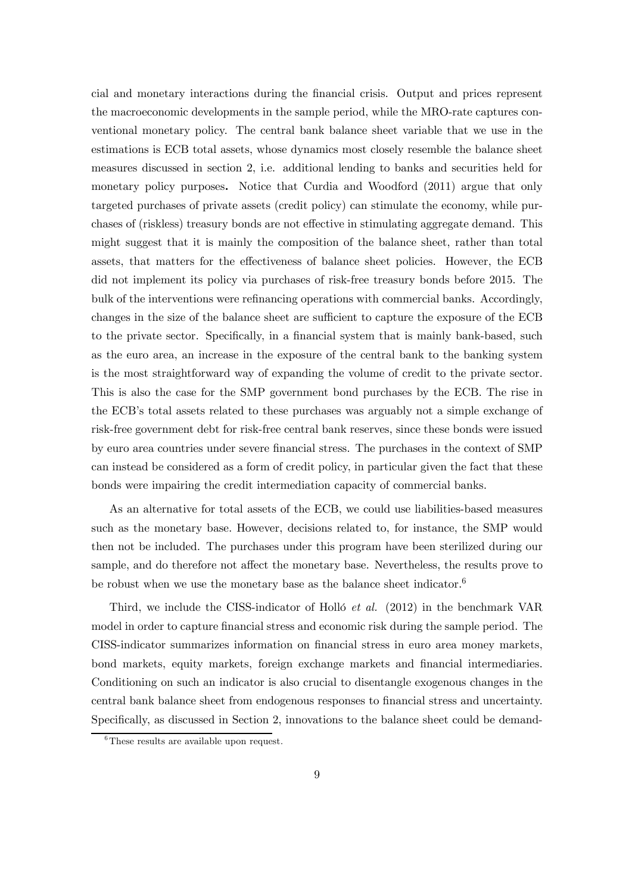cial and monetary interactions during the financial crisis. Output and prices represent the macroeconomic developments in the sample period, while the MRO-rate captures conventional monetary policy. The central bank balance sheet variable that we use in the estimations is ECB total assets, whose dynamics most closely resemble the balance sheet measures discussed in section 2, i.e. additional lending to banks and securities held for monetary policy purposes**.** Notice that Curdia and Woodford (2011) argue that only targeted purchases of private assets (credit policy) can stimulate the economy, while purchases of (riskless) treasury bonds are not effective in stimulating aggregate demand. This might suggest that it is mainly the composition of the balance sheet, rather than total assets, that matters for the effectiveness of balance sheet policies. However, the ECB did not implement its policy via purchases of risk-free treasury bonds before 2015. The bulk of the interventions were refinancing operations with commercial banks. Accordingly, changes in the size of the balance sheet are sufficient to capture the exposure of the ECB to the private sector. Specifically, in a financial system that is mainly bank-based, such as the euro area, an increase in the exposure of the central bank to the banking system is the most straightforward way of expanding the volume of credit to the private sector. This is also the case for the SMP government bond purchases by the ECB. The rise in the ECB's total assets related to these purchases was arguably not a simple exchange of risk-free government debt for risk-free central bank reserves, since these bonds were issued by euro area countries under severe financial stress. The purchases in the context of SMP can instead be considered as a form of credit policy, in particular given the fact that these bonds were impairing the credit intermediation capacity of commercial banks.

As an alternative for total assets of the ECB, we could use liabilities-based measures such as the monetary base. However, decisions related to, for instance, the SMP would then not be included. The purchases under this program have been sterilized during our sample, and do therefore not affect the monetary base. Nevertheless, the results prove to be robust when we use the monetary base as the balance sheet indicator.[6]

Third, we include the CISS-indicator of Holló *et al.* (2012) in the benchmark VAR model in order to capture financial stress and economic risk during the sample period. The CISS-indicator summarizes information on financial stress in euro area money markets, bond markets, equity markets, foreign exchange markets and financial intermediaries. Conditioning on such an indicator is also crucial to disentangle exogenous changes in the central bank balance sheet from endogenous responses to financial stress and uncertainty. Specifically, as discussed in Section 2, innovations to the balance sheet could be demand-

[6] These results are available upon request.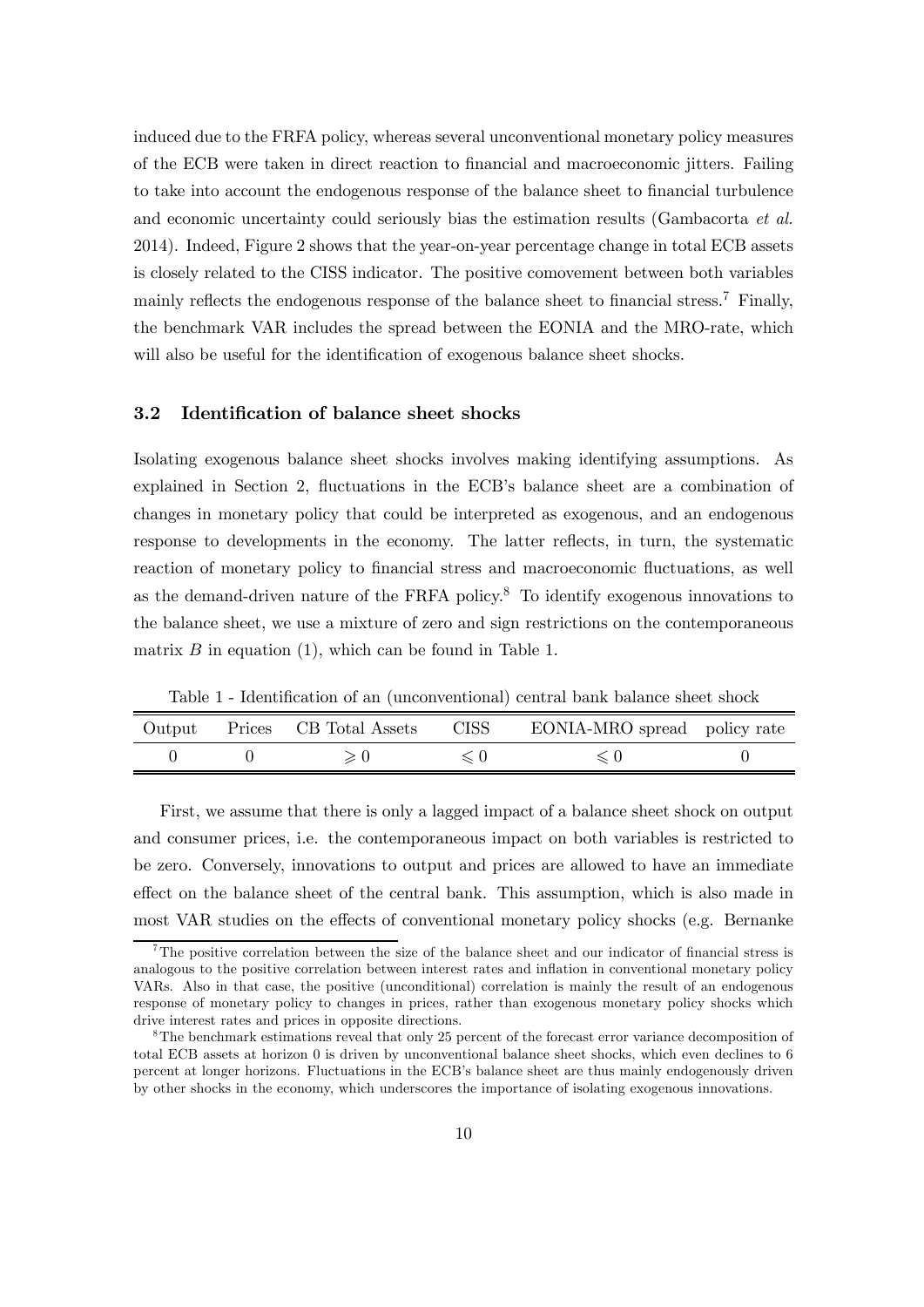induced due to the FRFA policy, whereas several unconventional monetary policy measures of the ECB were taken in direct reaction to financial and macroeconomic jitters. Failing to take into account the endogenous response of the balance sheet to financial turbulence and economic uncertainty could seriously bias the estimation results (Gambacorta *et al.* 2014). Indeed, Figure 2 shows that the year-on-year percentage change in total ECB assets is closely related to the CISS indicator. The positive comovement between both variables mainly reflects the endogenous response of the balance sheet to financial stress.[7] Finally, the benchmark VAR includes the spread between the EONIA and the MRO-rate, which will also be useful for the identification of exogenous balance sheet shocks.

### 3.2 Identification of balance sheet shocks

Isolating exogenous balance sheet shocks involves making identifying assumptions. As explained in Section 2, fluctuations in the ECB's balance sheet are a combination of changes in monetary policy that could be interpreted as exogenous, and an endogenous response to developments in the economy. The latter reflects, in turn, the systematic reaction of monetary policy to financial stress and macroeconomic fluctuations, as well as the demand-driven nature of the FRFA policy.[8] To identify exogenous innovations to the balance sheet, we use a mixture of zero and sign restrictions on the contemporaneous matrix $B$ in equation (1), which can be found in Table 1.

Table 1 - Identification of an (unconventional) central bank balance sheet shock

| Output | Prices | CB Total Assets | CISS | EONIA-MRO spread | policy rate |
|---|---|---|---|---|---|
| 0 | 0 | $\geqslant 0$ | $\leqslant 0$ | $\leqslant 0$ | 0 |

First, we assume that there is only a lagged impact of a balance sheet shock on output and consumer prices, i.e. the contemporaneous impact on both variables is restricted to be zero. Conversely, innovations to output and prices are allowed to have an immediate effect on the balance sheet of the central bank. This assumption, which is also made in most VAR studies on the effects of conventional monetary policy shocks (e.g. Bernanke

[7] The positive correlation between the size of the balance sheet and our indicator of financial stress is analogous to the positive correlation between interest rates and inflation in conventional monetary policy VARs. Also in that case, the positive (unconditional) correlation is mainly the result of an endogenous response of monetary policy to changes in prices, rather than exogenous monetary policy shocks which drive interest rates and prices in opposite directions.

[8] The benchmark estimations reveal that only 25 percent of the forecast error variance decomposition of total ECB assets at horizon 0 is driven by unconventional balance sheet shocks, which even declines to 6 percent at longer horizons. Fluctuations in the ECB's balance sheet are thus mainly endogenously driven by other shocks in the economy, which underscores the importance of isolating exogenous innovations.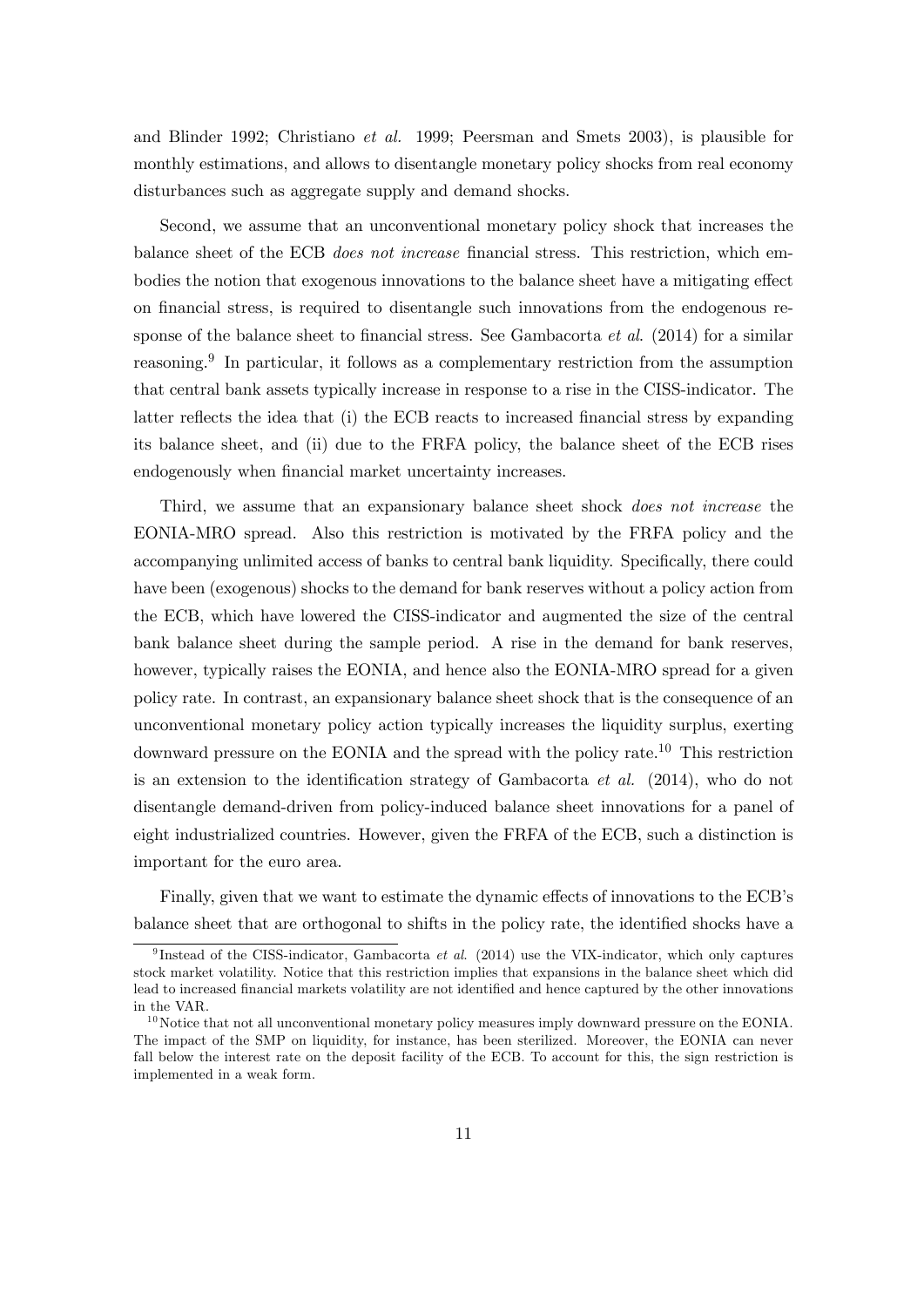and Blinder 1992; Christiano *et al.* 1999; Peersman and Smets 2003), is plausible for monthly estimations, and allows to disentangle monetary policy shocks from real economy disturbances such as aggregate supply and demand shocks.

Second, we assume that an unconventional monetary policy shock that increases the balance sheet of the ECB *does not increase* financial stress. This restriction, which embodies the notion that exogenous innovations to the balance sheet have a mitigating effect on financial stress, is required to disentangle such innovations from the endogenous response of the balance sheet to financial stress. See Gambacorta *et al.* (2014) for a similar reasoning.[9] In particular, it follows as a complementary restriction from the assumption that central bank assets typically increase in response to a rise in the CISS-indicator. The latter reflects the idea that (i) the ECB reacts to increased financial stress by expanding its balance sheet, and (ii) due to the FRFA policy, the balance sheet of the ECB rises endogenously when financial market uncertainty increases.

Third, we assume that an expansionary balance sheet shock *does not increase* the EONIA-MRO spread. Also this restriction is motivated by the FRFA policy and the accompanying unlimited access of banks to central bank liquidity. Specifically, there could have been (exogenous) shocks to the demand for bank reserves without a policy action from the ECB, which have lowered the CISS-indicator and augmented the size of the central bank balance sheet during the sample period. A rise in the demand for bank reserves, however, typically raises the EONIA, and hence also the EONIA-MRO spread for a given policy rate. In contrast, an expansionary balance sheet shock that is the consequence of an unconventional monetary policy action typically increases the liquidity surplus, exerting downward pressure on the EONIA and the spread with the policy rate.[10] This restriction is an extension to the identification strategy of Gambacorta *et al.* (2014), who do not disentangle demand-driven from policy-induced balance sheet innovations for a panel of eight industrialized countries. However, given the FRFA of the ECB, such a distinction is important for the euro area.

Finally, given that we want to estimate the dynamic effects of innovations to the ECB's balance sheet that are orthogonal to shifts in the policy rate, the identified shocks have a

[9] Instead of the CISS-indicator, Gambacorta *et al.* (2014) use the VIX-indicator, which only captures stock market volatility. Notice that this restriction implies that expansions in the balance sheet which did lead to increased financial markets volatility are not identified and hence captured by the other innovations in the VAR.

[10] Notice that not all unconventional monetary policy measures imply downward pressure on the EONIA. The impact of the SMP on liquidity, for instance, has been sterilized. Moreover, the EONIA can never fall below the interest rate on the deposit facility of the ECB. To account for this, the sign restriction is implemented in a weak form.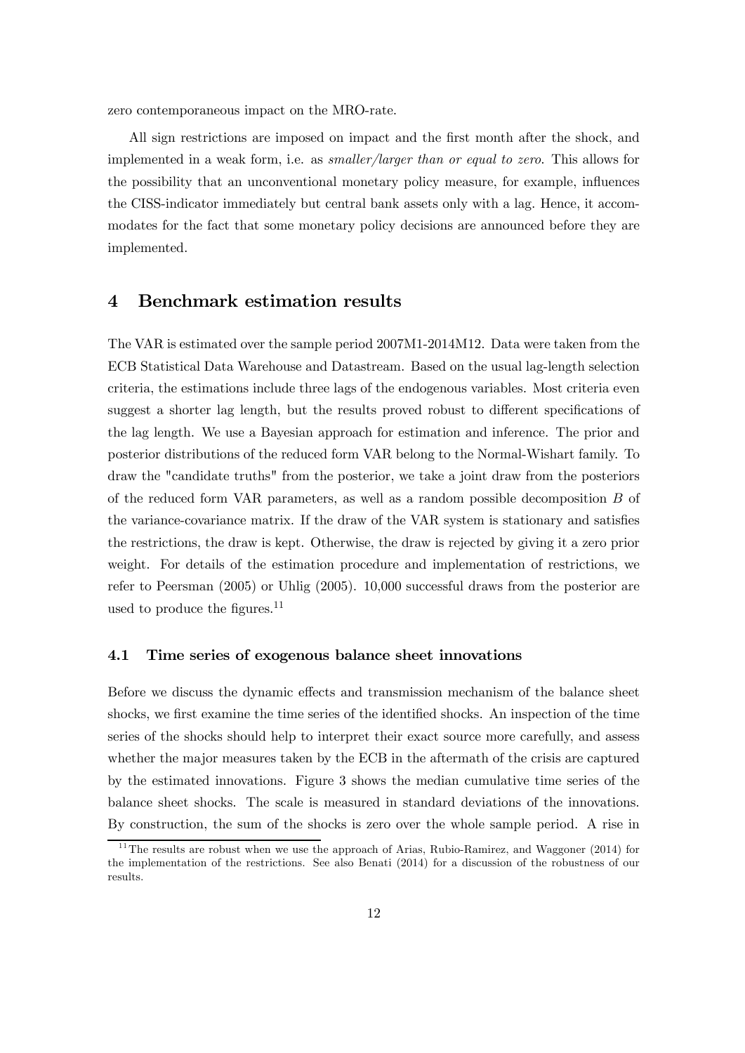zero contemporaneous impact on the MRO-rate.

All sign restrictions are imposed on impact and the first month after the shock, and implemented in a weak form, i.e. as *smaller/larger than or equal to zero*. This allows for the possibility that an unconventional monetary policy measure, for example, influences the CISS-indicator immediately but central bank assets only with a lag. Hence, it accommodates for the fact that some monetary policy decisions are announced before they are implemented.

# 4 Benchmark estimation results

The VAR is estimated over the sample period 2007M1-2014M12. Data were taken from the ECB Statistical Data Warehouse and Datastream. Based on the usual lag-length selection criteria, the estimations include three lags of the endogenous variables. Most criteria even suggest a shorter lag length, but the results proved robust to different specifications of the lag length. We use a Bayesian approach for estimation and inference. The prior and posterior distributions of the reduced form VAR belong to the Normal-Wishart family. To draw the "candidate truths" from the posterior, we take a joint draw from the posteriors of the reduced form VAR parameters, as well as a random possible decomposition $B$ of the variance-covariance matrix. If the draw of the VAR system is stationary and satisfies the restrictions, the draw is kept. Otherwise, the draw is rejected by giving it a zero prior weight. For details of the estimation procedure and implementation of restrictions, we refer to Peersman (2005) or Uhlig (2005). 10,000 successful draws from the posterior are used to produce the figures.[11]

## 4.1 Time series of exogenous balance sheet innovations

Before we discuss the dynamic effects and transmission mechanism of the balance sheet shocks, we first examine the time series of the identified shocks. An inspection of the time series of the shocks should help to interpret their exact source more carefully, and assess whether the major measures taken by the ECB in the aftermath of the crisis are captured by the estimated innovations. Figure 3 shows the median cumulative time series of the balance sheet shocks. The scale is measured in standard deviations of the innovations. By construction, the sum of the shocks is zero over the whole sample period. A rise in

[11] The results are robust when we use the approach of Arias, Rubio-Ramirez, and Waggoner (2014) for the implementation of the restrictions. See also Benati (2014) for a discussion of the robustness of our results.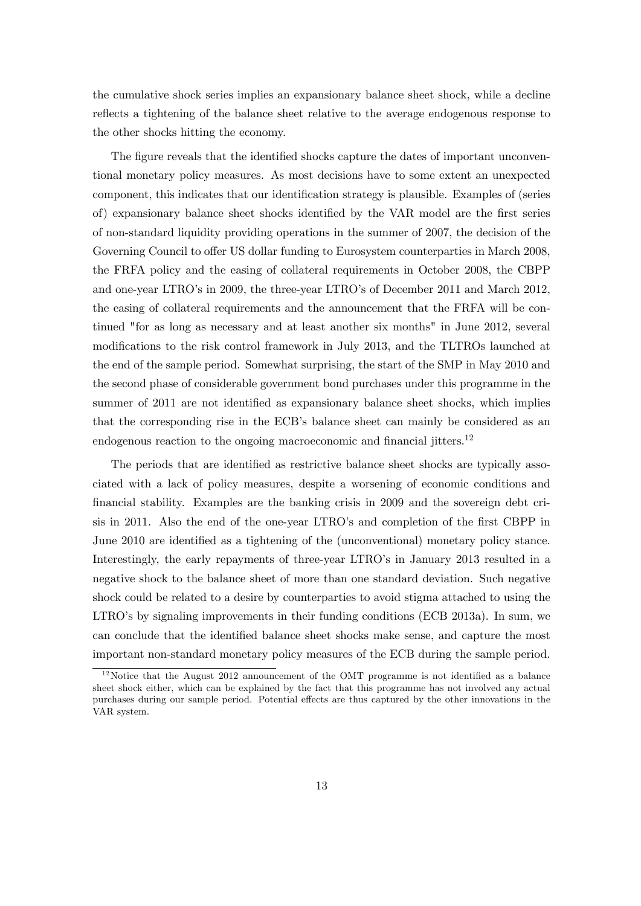the cumulative shock series implies an expansionary balance sheet shock, while a decline reflects a tightening of the balance sheet relative to the average endogenous response to the other shocks hitting the economy.

The figure reveals that the identified shocks capture the dates of important unconventional monetary policy measures. As most decisions have to some extent an unexpected component, this indicates that our identification strategy is plausible. Examples of (series of) expansionary balance sheet shocks identified by the VAR model are the first series of non-standard liquidity providing operations in the summer of 2007, the decision of the Governing Council to offer US dollar funding to Eurosystem counterparties in March 2008, the FRFA policy and the easing of collateral requirements in October 2008, the CBPP and one-year LTRO's in 2009, the three-year LTRO's of December 2011 and March 2012, the easing of collateral requirements and the announcement that the FRFA will be continued "for as long as necessary and at least another six months" in June 2012, several modifications to the risk control framework in July 2013, and the TLTROs launched at the end of the sample period. Somewhat surprising, the start of the SMP in May 2010 and the second phase of considerable government bond purchases under this programme in the summer of 2011 are not identified as expansionary balance sheet shocks, which implies that the corresponding rise in the ECB's balance sheet can mainly be considered as an endogenous reaction to the ongoing macroeconomic and financial jitters.[12]

The periods that are identified as restrictive balance sheet shocks are typically associated with a lack of policy measures, despite a worsening of economic conditions and financial stability. Examples are the banking crisis in 2009 and the sovereign debt crisis in 2011. Also the end of the one-year LTRO's and completion of the first CBPP in June 2010 are identified as a tightening of the (unconventional) monetary policy stance. Interestingly, the early repayments of three-year LTRO's in January 2013 resulted in a negative shock to the balance sheet of more than one standard deviation. Such negative shock could be related to a desire by counterparties to avoid stigma attached to using the LTRO's by signaling improvements in their funding conditions (ECB 2013a). In sum, we can conclude that the identified balance sheet shocks make sense, and capture the most important non-standard monetary policy measures of the ECB during the sample period.

[12] Notice that the August 2012 announcement of the OMT programme is not identified as a balance sheet shock either, which can be explained by the fact that this programme has not involved any actual purchases during our sample period. Potential effects are thus captured by the other innovations in the VAR system.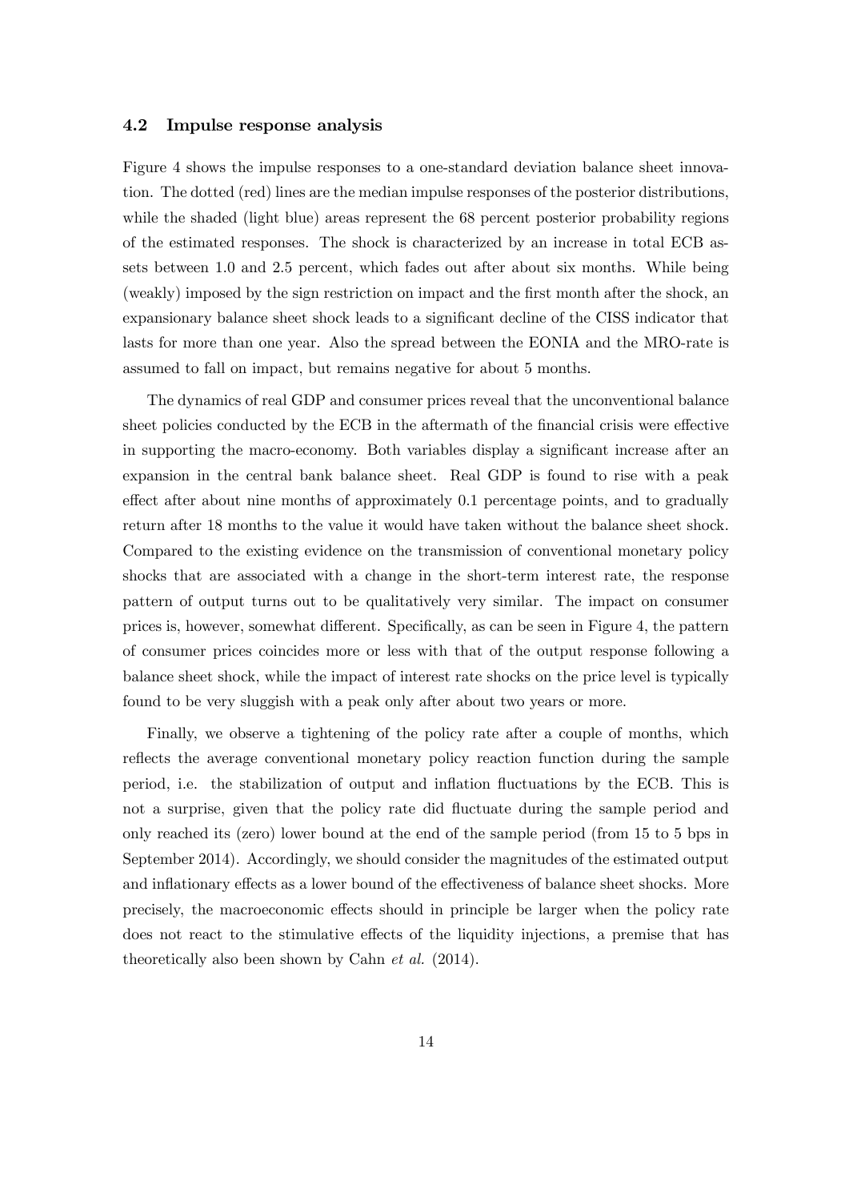### 4.2 Impulse response analysis

Figure 4 shows the impulse responses to a one-standard deviation balance sheet innovation. The dotted (red) lines are the median impulse responses of the posterior distributions, while the shaded (light blue) areas represent the 68 percent posterior probability regions of the estimated responses. The shock is characterized by an increase in total ECB assets between 1.0 and 2.5 percent, which fades out after about six months. While being (weakly) imposed by the sign restriction on impact and the first month after the shock, an expansionary balance sheet shock leads to a significant decline of the CISS indicator that lasts for more than one year. Also the spread between the EONIA and the MRO-rate is assumed to fall on impact, but remains negative for about 5 months.

The dynamics of real GDP and consumer prices reveal that the unconventional balance sheet policies conducted by the ECB in the aftermath of the financial crisis were effective in supporting the macro-economy. Both variables display a significant increase after an expansion in the central bank balance sheet. Real GDP is found to rise with a peak effect after about nine months of approximately 0.1 percentage points, and to gradually return after 18 months to the value it would have taken without the balance sheet shock. Compared to the existing evidence on the transmission of conventional monetary policy shocks that are associated with a change in the short-term interest rate, the response pattern of output turns out to be qualitatively very similar. The impact on consumer prices is, however, somewhat different. Specifically, as can be seen in Figure 4, the pattern of consumer prices coincides more or less with that of the output response following a balance sheet shock, while the impact of interest rate shocks on the price level is typically found to be very sluggish with a peak only after about two years or more.

Finally, we observe a tightening of the policy rate after a couple of months, which reflects the average conventional monetary policy reaction function during the sample period, i.e. the stabilization of output and inflation fluctuations by the ECB. This is not a surprise, given that the policy rate did fluctuate during the sample period and only reached its (zero) lower bound at the end of the sample period (from 15 to 5 bps in September 2014). Accordingly, we should consider the magnitudes of the estimated output and inflationary effects as a lower bound of the effectiveness of balance sheet shocks. More precisely, the macroeconomic effects should in principle be larger when the policy rate does not react to the stimulative effects of the liquidity injections, a premise that has theoretically also been shown by Cahn *et al.* (2014).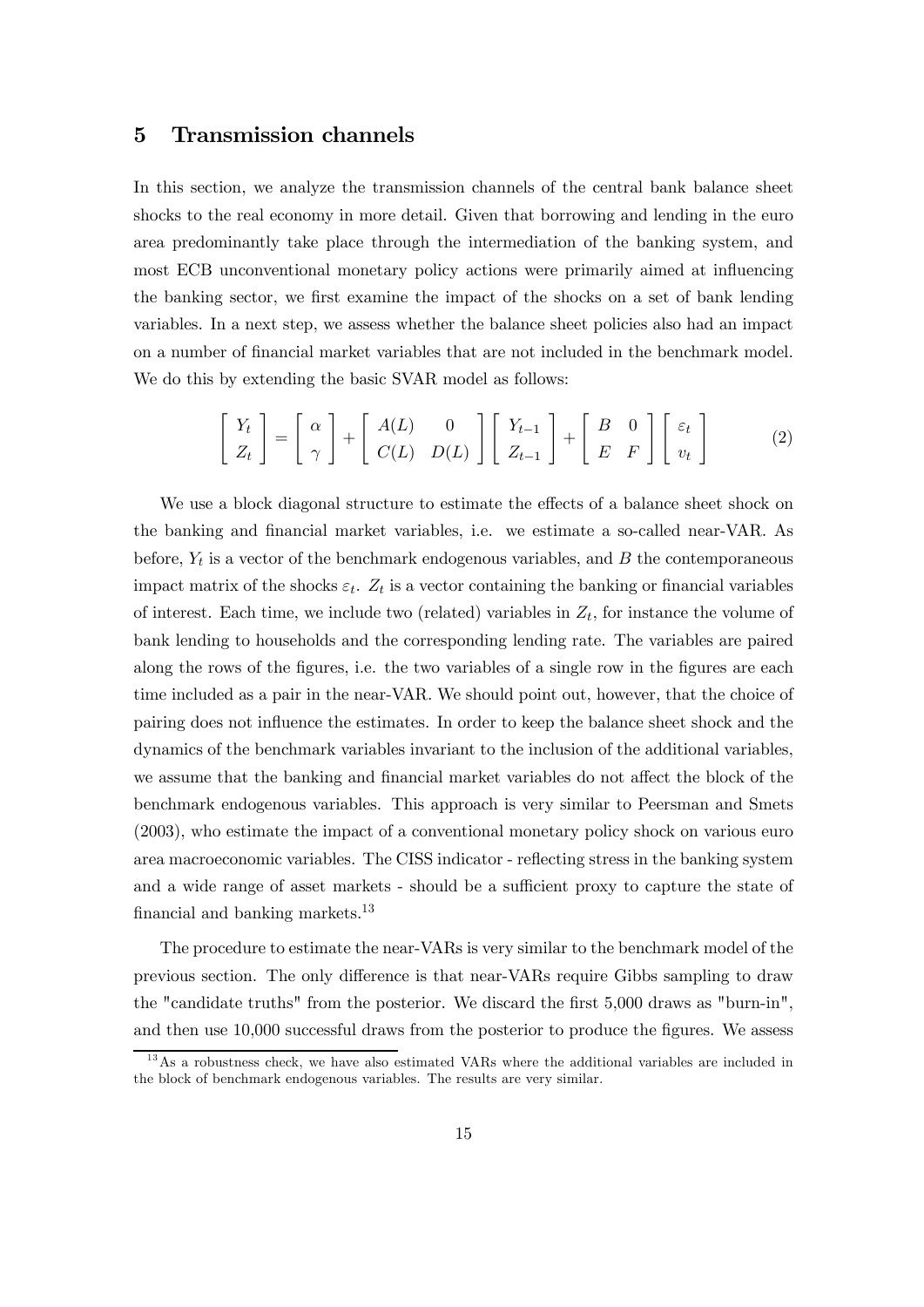## 5 Transmission channels

In this section, we analyze the transmission channels of the central bank balance sheet shocks to the real economy in more detail. Given that borrowing and lending in the euro area predominantly take place through the intermediation of the banking system, and most ECB unconventional monetary policy actions were primarily aimed at influencing the banking sector, we first examine the impact of the shocks on a set of bank lending variables. In a next step, we assess whether the balance sheet policies also had an impact on a number of financial market variables that are not included in the benchmark model. We do this by extending the basic SVAR model as follows:

$$\begin{bmatrix} Y_t \\ Z_t \end{bmatrix} = \begin{bmatrix} \alpha \\ \gamma \end{bmatrix} + \begin{bmatrix} A(L) & 0 \\ C(L) & D(L) \end{bmatrix} \begin{bmatrix} Y_{t-1} \\ Z_{t-1} \end{bmatrix} + \begin{bmatrix} B & 0 \\ E & F \end{bmatrix} \begin{bmatrix} \varepsilon_t \\ v_t \end{bmatrix} \tag{2}$$

We use a block diagonal structure to estimate the effects of a balance sheet shock on the banking and financial market variables, i.e. we estimate a so-called near-VAR. As before, $Y_t$ is a vector of the benchmark endogenous variables, and $B$ the contemporaneous impact matrix of the shocks $\varepsilon_t$. $Z_t$ is a vector containing the banking or financial variables of interest. Each time, we include two (related) variables in $Z_t$, for instance the volume of bank lending to households and the corresponding lending rate. The variables are paired along the rows of the figures, i.e. the two variables of a single row in the figures are each time included as a pair in the near-VAR. We should point out, however, that the choice of pairing does not influence the estimates. In order to keep the balance sheet shock and the dynamics of the benchmark variables invariant to the inclusion of the additional variables, we assume that the banking and financial market variables do not affect the block of the benchmark endogenous variables. This approach is very similar to Peersman and Smets (2003), who estimate the impact of a conventional monetary policy shock on various euro area macroeconomic variables. The CISS indicator - reflecting stress in the banking system and a wide range of asset markets - should be a sufficient proxy to capture the state of financial and banking markets.[13]

The procedure to estimate the near-VARs is very similar to the benchmark model of the previous section. The only difference is that near-VARs require Gibbs sampling to draw the "candidate truths" from the posterior. We discard the first 5,000 draws as "burn-in", and then use 10,000 successful draws from the posterior to produce the figures. We assess

[13] As a robustness check, we have also estimated VARs where the additional variables are included in the block of benchmark endogenous variables. The results are very similar.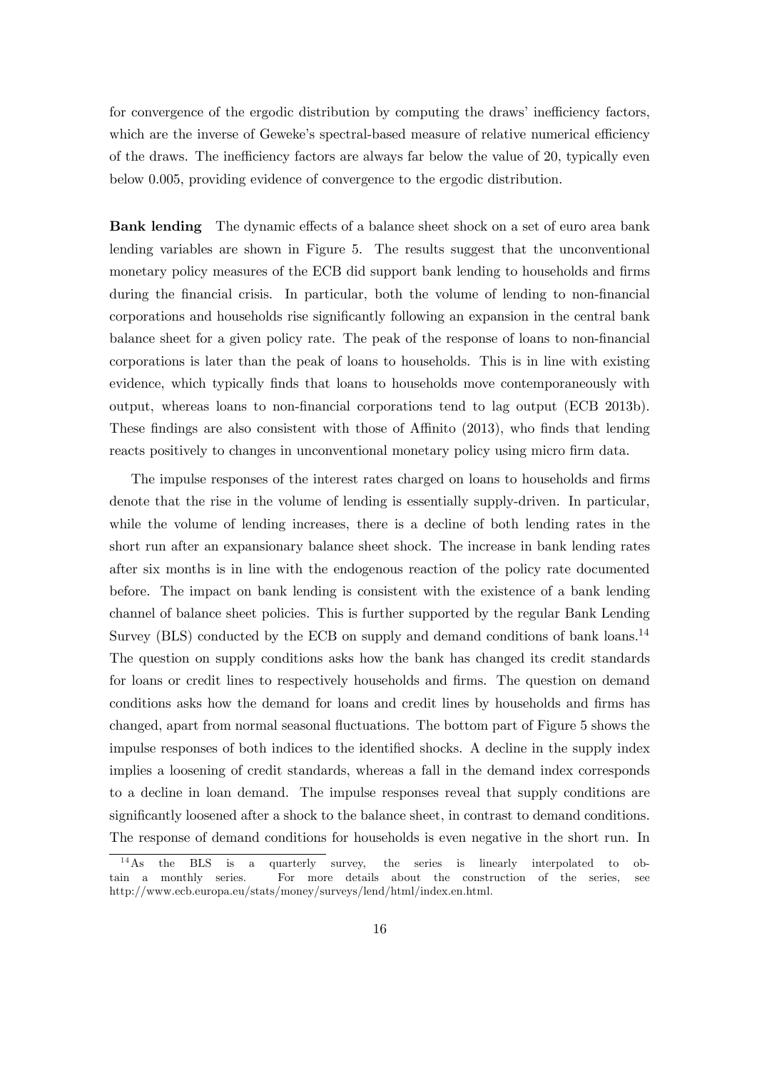for convergence of the ergodic distribution by computing the draws' inefficiency factors, which are the inverse of Geweke's spectral-based measure of relative numerical efficiency of the draws. The inefficiency factors are always far below the value of 20, typically even below 0.005, providing evidence of convergence to the ergodic distribution.

**Bank lending** The dynamic effects of a balance sheet shock on a set of euro area bank lending variables are shown in Figure 5. The results suggest that the unconventional monetary policy measures of the ECB did support bank lending to households and firms during the financial crisis. In particular, both the volume of lending to non-financial corporations and households rise significantly following an expansion in the central bank balance sheet for a given policy rate. The peak of the response of loans to non-financial corporations is later than the peak of loans to households. This is in line with existing evidence, which typically finds that loans to households move contemporaneously with output, whereas loans to non-financial corporations tend to lag output (ECB 2013b). These findings are also consistent with those of Affinito (2013), who finds that lending reacts positively to changes in unconventional monetary policy using micro firm data.

The impulse responses of the interest rates charged on loans to households and firms denote that the rise in the volume of lending is essentially supply-driven. In particular, while the volume of lending increases, there is a decline of both lending rates in the short run after an expansionary balance sheet shock. The increase in bank lending rates after six months is in line with the endogenous reaction of the policy rate documented before. The impact on bank lending is consistent with the existence of a bank lending channel of balance sheet policies. This is further supported by the regular Bank Lending Survey (BLS) conducted by the ECB on supply and demand conditions of bank loans.[14] The question on supply conditions asks how the bank has changed its credit standards for loans or credit lines to respectively households and firms. The question on demand conditions asks how the demand for loans and credit lines by households and firms has changed, apart from normal seasonal fluctuations. The bottom part of Figure 5 shows the impulse responses of both indices to the identified shocks. A decline in the supply index implies a loosening of credit standards, whereas a fall in the demand index corresponds to a decline in loan demand. The impulse responses reveal that supply conditions are significantly loosened after a shock to the balance sheet, in contrast to demand conditions. The response of demand conditions for households is even negative in the short run. In

[14] As the BLS is a quarterly survey, the series is linearly interpolated to obtain a monthly series. For more details about the construction of the series, see http://www.ecb.europa.eu/stats/money/surveys/lend/html/index.en.html.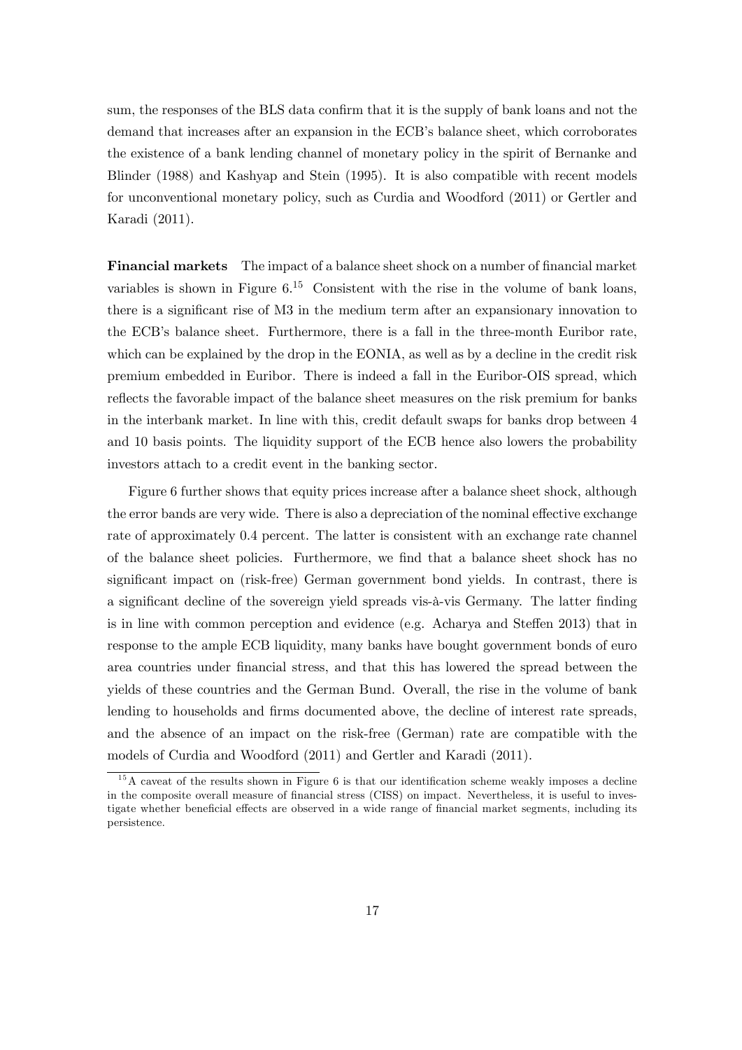sum, the responses of the BLS data confirm that it is the supply of bank loans and not the demand that increases after an expansion in the ECB's balance sheet, which corroborates the existence of a bank lending channel of monetary policy in the spirit of Bernanke and Blinder (1988) and Kashyap and Stein (1995). It is also compatible with recent models for unconventional monetary policy, such as Curdia and Woodford (2011) or Gertler and Karadi (2011).

**Financial markets** The impact of a balance sheet shock on a number of financial market variables is shown in Figure 6.[15] Consistent with the rise in the volume of bank loans, there is a significant rise of M3 in the medium term after an expansionary innovation to the ECB's balance sheet. Furthermore, there is a fall in the three-month Euribor rate, which can be explained by the drop in the EONIA, as well as by a decline in the credit risk premium embedded in Euribor. There is indeed a fall in the Euribor-OIS spread, which reflects the favorable impact of the balance sheet measures on the risk premium for banks in the interbank market. In line with this, credit default swaps for banks drop between 4 and 10 basis points. The liquidity support of the ECB hence also lowers the probability investors attach to a credit event in the banking sector.

Figure 6 further shows that equity prices increase after a balance sheet shock, although the error bands are very wide. There is also a depreciation of the nominal effective exchange rate of approximately 0.4 percent. The latter is consistent with an exchange rate channel of the balance sheet policies. Furthermore, we find that a balance sheet shock has no significant impact on (risk-free) German government bond yields. In contrast, there is a significant decline of the sovereign yield spreads vis-à-vis Germany. The latter finding is in line with common perception and evidence (e.g. Acharya and Steffen 2013) that in response to the ample ECB liquidity, many banks have bought government bonds of euro area countries under financial stress, and that this has lowered the spread between the yields of these countries and the German Bund. Overall, the rise in the volume of bank lending to households and firms documented above, the decline of interest rate spreads, and the absence of an impact on the risk-free (German) rate are compatible with the models of Curdia and Woodford (2011) and Gertler and Karadi (2011).

[15] A caveat of the results shown in Figure 6 is that our identification scheme weakly imposes a decline in the composite overall measure of financial stress (CISS) on impact. Nevertheless, it is useful to investigate whether beneficial effects are observed in a wide range of financial market segments, including its persistence.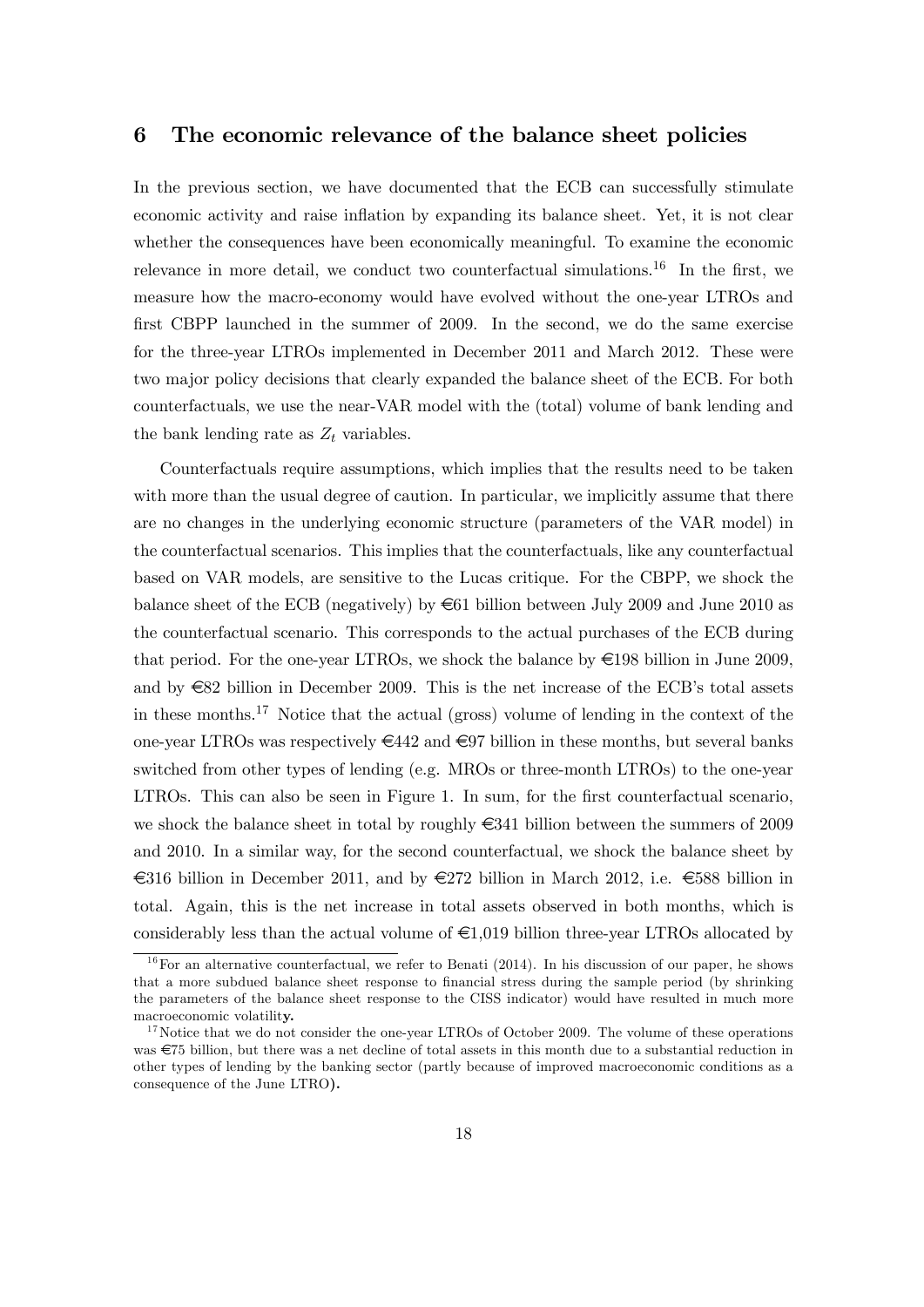## 6 The economic relevance of the balance sheet policies

In the previous section, we have documented that the ECB can successfully stimulate economic activity and raise inflation by expanding its balance sheet. Yet, it is not clear whether the consequences have been economically meaningful. To examine the economic relevance in more detail, we conduct two counterfactual simulations.[16] In the first, we measure how the macro-economy would have evolved without the one-year LTROs and first CBPP launched in the summer of 2009. In the second, we do the same exercise for the three-year LTROs implemented in December 2011 and March 2012. These were two major policy decisions that clearly expanded the balance sheet of the ECB. For both counterfactuals, we use the near-VAR model with the (total) volume of bank lending and the bank lending rate as $Z_t$ variables.

Counterfactuals require assumptions, which implies that the results need to be taken with more than the usual degree of caution. In particular, we implicitly assume that there are no changes in the underlying economic structure (parameters of the VAR model) in the counterfactual scenarios. This implies that the counterfactuals, like any counterfactual based on VAR models, are sensitive to the Lucas critique. For the CBPP, we shock the balance sheet of the ECB (negatively) by €61 billion between July 2009 and June 2010 as the counterfactual scenario. This corresponds to the actual purchases of the ECB during that period. For the one-year LTROs, we shock the balance by €198 billion in June 2009, and by €82 billion in December 2009. This is the net increase of the ECB's total assets in these months.[17] Notice that the actual (gross) volume of lending in the context of the one-year LTROs was respectively €442 and €97 billion in these months, but several banks switched from other types of lending (e.g. MROs or three-month LTROs) to the one-year LTROs. This can also be seen in Figure 1. In sum, for the first counterfactual scenario, we shock the balance sheet in total by roughly €341 billion between the summers of 2009 and 2010. In a similar way, for the second counterfactual, we shock the balance sheet by €316 billion in December 2011, and by €272 billion in March 2012, i.e. €588 billion in total. Again, this is the net increase in total assets observed in both months, which is considerably less than the actual volume of €1,019 billion three-year LTROs allocated by

[16] For an alternative counterfactual, we refer to Benati (2014). In his discussion of our paper, he shows that a more subdued balance sheet response to financial stress during the sample period (by shrinking the parameters of the balance sheet response to the CISS indicator) would have resulted in much more macroeconomic volatility.

[17] Notice that we do not consider the one-year LTROs of October 2009. The volume of these operations was €75 billion, but there was a net decline of total assets in this month due to a substantial reduction in other types of lending by the banking sector (partly because of improved macroeconomic conditions as a consequence of the June LTRO).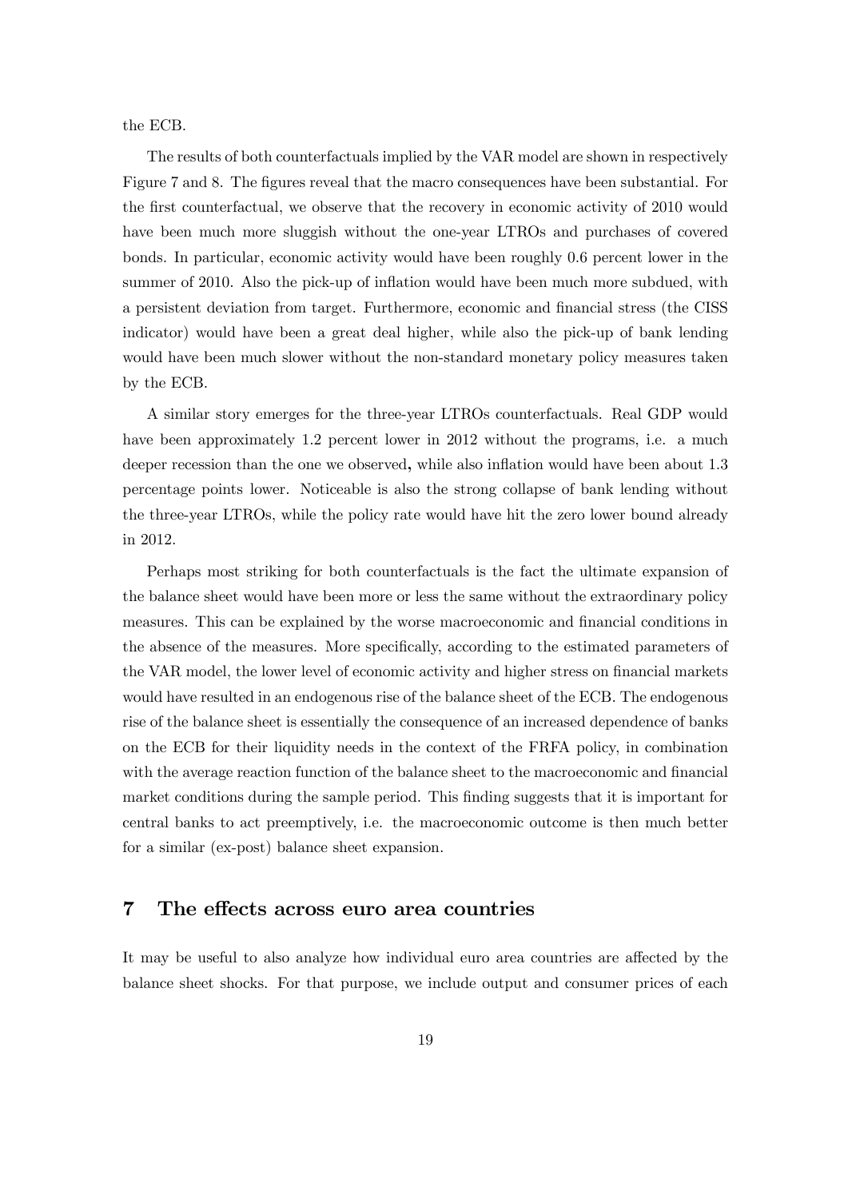the ECB.

The results of both counterfactuals implied by the VAR model are shown in respectively Figure 7 and 8. The figures reveal that the macro consequences have been substantial. For the first counterfactual, we observe that the recovery in economic activity of 2010 would have been much more sluggish without the one-year LTROs and purchases of covered bonds. In particular, economic activity would have been roughly 0.6 percent lower in the summer of 2010. Also the pick-up of inflation would have been much more subdued, with a persistent deviation from target. Furthermore, economic and financial stress (the CISS indicator) would have been a great deal higher, while also the pick-up of bank lending would have been much slower without the non-standard monetary policy measures taken by the ECB.

A similar story emerges for the three-year LTROs counterfactuals. Real GDP would have been approximately 1.2 percent lower in 2012 without the programs, i.e. a much deeper recession than the one we observed, while also inflation would have been about 1.3 percentage points lower. Noticeable is also the strong collapse of bank lending without the three-year LTROs, while the policy rate would have hit the zero lower bound already in 2012.

Perhaps most striking for both counterfactuals is the fact the ultimate expansion of the balance sheet would have been more or less the same without the extraordinary policy measures. This can be explained by the worse macroeconomic and financial conditions in the absence of the measures. More specifically, according to the estimated parameters of the VAR model, the lower level of economic activity and higher stress on financial markets would have resulted in an endogenous rise of the balance sheet of the ECB. The endogenous rise of the balance sheet is essentially the consequence of an increased dependence of banks on the ECB for their liquidity needs in the context of the FRFA policy, in combination with the average reaction function of the balance sheet to the macroeconomic and financial market conditions during the sample period. This finding suggests that it is important for central banks to act preemptively, i.e. the macroeconomic outcome is then much better for a similar (ex-post) balance sheet expansion.

## 7 The effects across euro area countries

It may be useful to also analyze how individual euro area countries are affected by the balance sheet shocks. For that purpose, we include output and consumer prices of each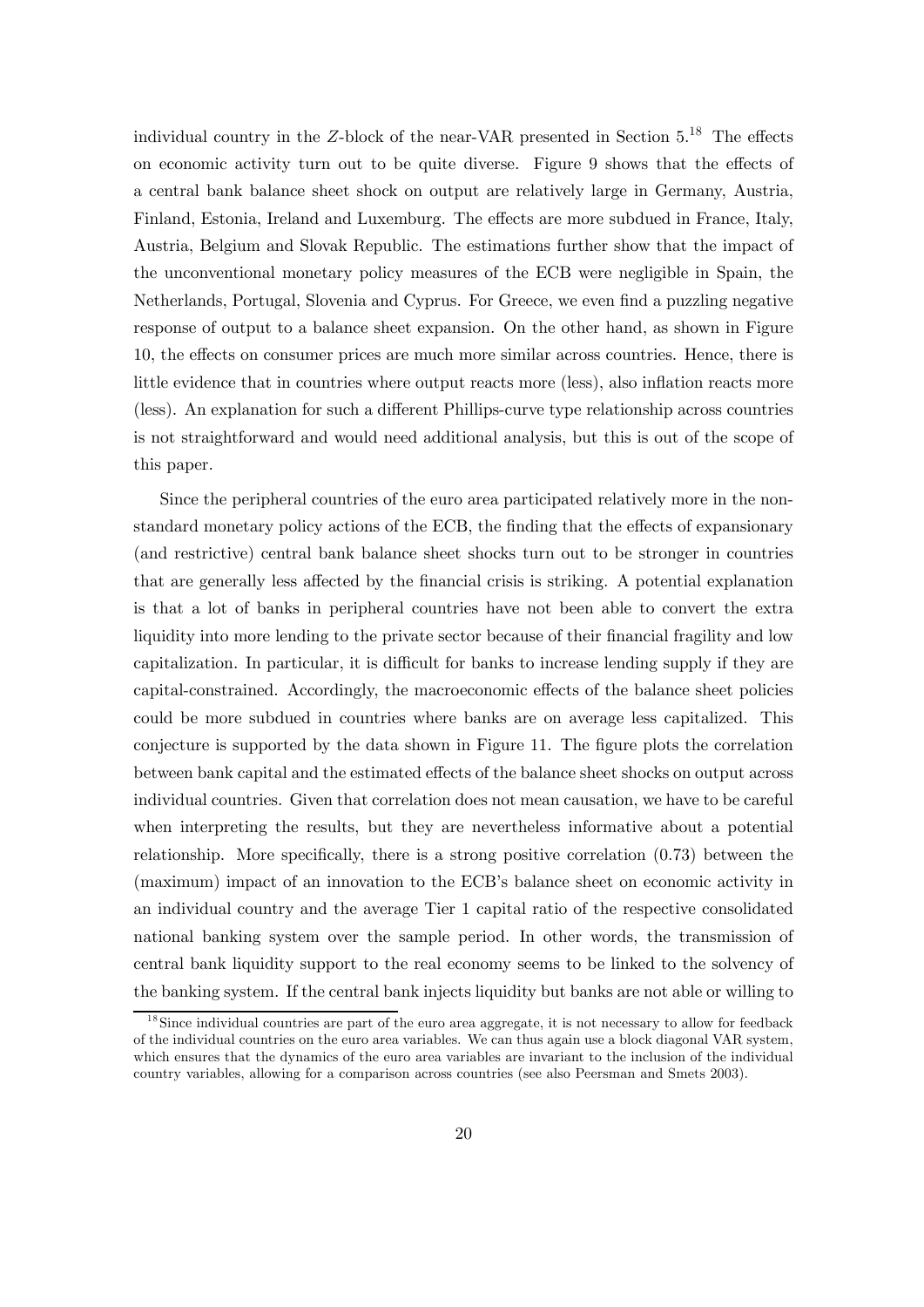individual country in the $Z$-block of the near-VAR presented in Section 5.[18] The effects on economic activity turn out to be quite diverse. Figure 9 shows that the effects of a central bank balance sheet shock on output are relatively large in Germany, Austria, Finland, Estonia, Ireland and Luxemburg. The effects are more subdued in France, Italy, Austria, Belgium and Slovak Republic. The estimations further show that the impact of the unconventional monetary policy measures of the ECB were negligible in Spain, the Netherlands, Portugal, Slovenia and Cyprus. For Greece, we even find a puzzling negative response of output to a balance sheet expansion. On the other hand, as shown in Figure 10, the effects on consumer prices are much more similar across countries. Hence, there is little evidence that in countries where output reacts more (less), also inflation reacts more (less). An explanation for such a different Phillips-curve type relationship across countries is not straightforward and would need additional analysis, but this is out of the scope of this paper.

Since the peripheral countries of the euro area participated relatively more in the non-standard monetary policy actions of the ECB, the finding that the effects of expansionary (and restrictive) central bank balance sheet shocks turn out to be stronger in countries that are generally less affected by the financial crisis is striking. A potential explanation is that a lot of banks in peripheral countries have not been able to convert the extra liquidity into more lending to the private sector because of their financial fragility and low capitalization. In particular, it is difficult for banks to increase lending supply if they are capital-constrained. Accordingly, the macroeconomic effects of the balance sheet policies could be more subdued in countries where banks are on average less capitalized. This conjecture is supported by the data shown in Figure 11. The figure plots the correlation between bank capital and the estimated effects of the balance sheet shocks on output across individual countries. Given that correlation does not mean causation, we have to be careful when interpreting the results, but they are nevertheless informative about a potential relationship. More specifically, there is a strong positive correlation (0.73) between the (maximum) impact of an innovation to the ECB's balance sheet on economic activity in an individual country and the average Tier 1 capital ratio of the respective consolidated national banking system over the sample period. In other words, the transmission of central bank liquidity support to the real economy seems to be linked to the solvency of the banking system. If the central bank injects liquidity but banks are not able or willing to

[18] Since individual countries are part of the euro area aggregate, it is not necessary to allow for feedback of the individual countries on the euro area variables. We can thus again use a block diagonal VAR system, which ensures that the dynamics of the euro area variables are invariant to the inclusion of the individual country variables, allowing for a comparison across countries (see also Peersman and Smets 2003).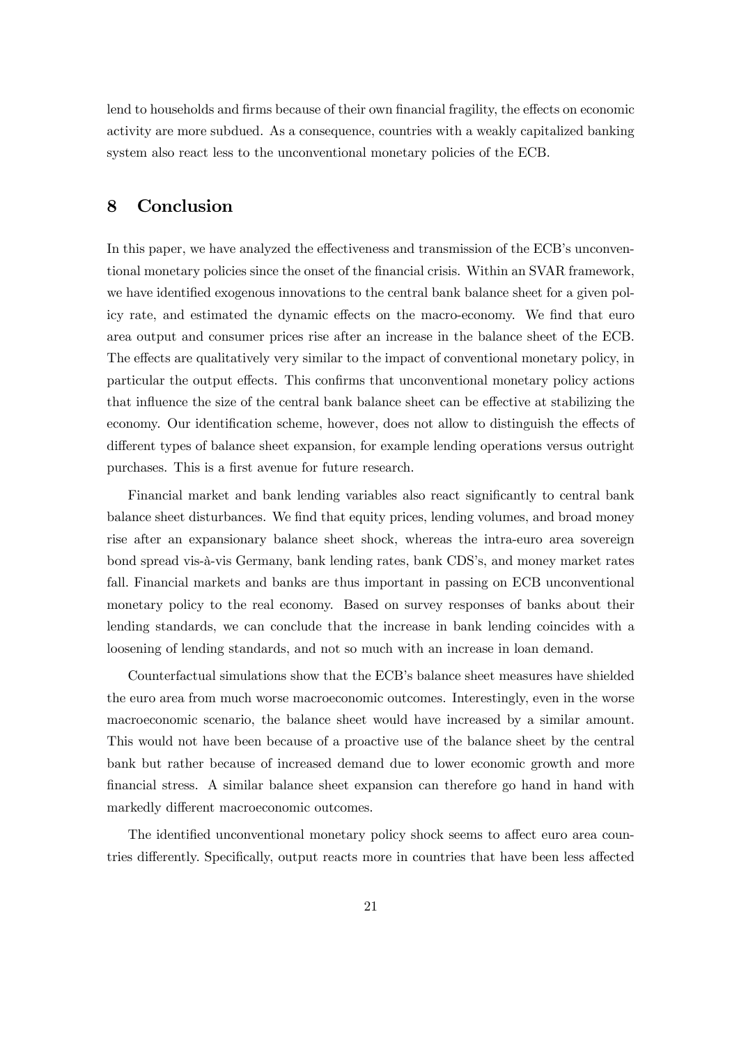lend to households and firms because of their own financial fragility, the effects on economic activity are more subdued. As a consequence, countries with a weakly capitalized banking system also react less to the unconventional monetary policies of the ECB.

## 8 Conclusion

In this paper, we have analyzed the effectiveness and transmission of the ECB's unconventional monetary policies since the onset of the financial crisis. Within an SVAR framework, we have identified exogenous innovations to the central bank balance sheet for a given policy rate, and estimated the dynamic effects on the macro-economy. We find that euro area output and consumer prices rise after an increase in the balance sheet of the ECB. The effects are qualitatively very similar to the impact of conventional monetary policy, in particular the output effects. This confirms that unconventional monetary policy actions that influence the size of the central bank balance sheet can be effective at stabilizing the economy. Our identification scheme, however, does not allow to distinguish the effects of different types of balance sheet expansion, for example lending operations versus outright purchases. This is a first avenue for future research.

Financial market and bank lending variables also react significantly to central bank balance sheet disturbances. We find that equity prices, lending volumes, and broad money rise after an expansionary balance sheet shock, whereas the intra-euro area sovereign bond spread vis-à-vis Germany, bank lending rates, bank CDS's, and money market rates fall. Financial markets and banks are thus important in passing on ECB unconventional monetary policy to the real economy. Based on survey responses of banks about their lending standards, we can conclude that the increase in bank lending coincides with a loosening of lending standards, and not so much with an increase in loan demand.

Counterfactual simulations show that the ECB's balance sheet measures have shielded the euro area from much worse macroeconomic outcomes. Interestingly, even in the worse macroeconomic scenario, the balance sheet would have increased by a similar amount. This would not have been because of a proactive use of the balance sheet by the central bank but rather because of increased demand due to lower economic growth and more financial stress. A similar balance sheet expansion can therefore go hand in hand with markedly different macroeconomic outcomes.

The identified unconventional monetary policy shock seems to affect euro area countries differently. Specifically, output reacts more in countries that have been less affected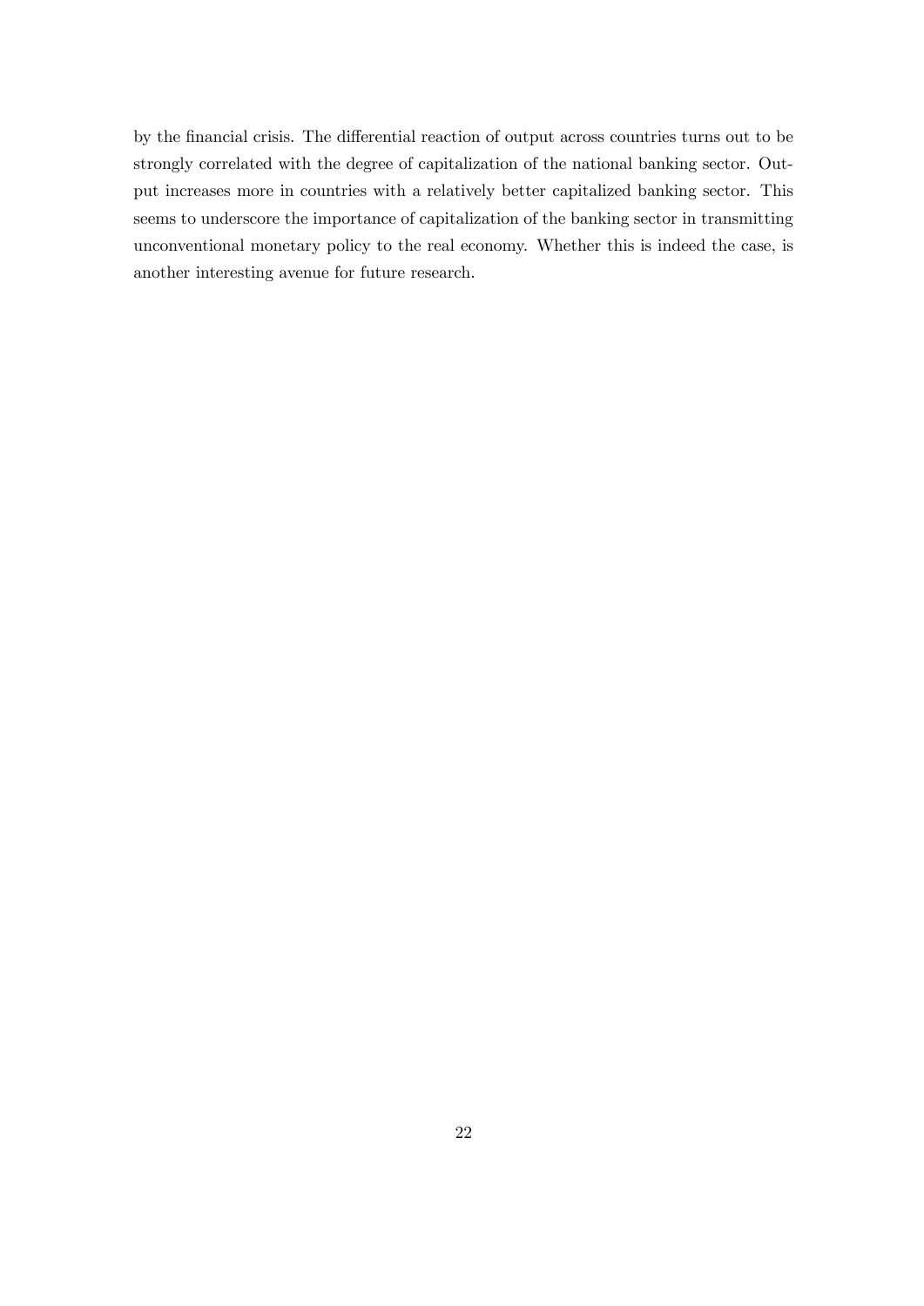by the financial crisis. The differential reaction of output across countries turns out to be strongly correlated with the degree of capitalization of the national banking sector. Output increases more in countries with a relatively better capitalized banking sector. This seems to underscore the importance of capitalization of the banking sector in transmitting unconventional monetary policy to the real economy. Whether this is indeed the case, is another interesting avenue for future research.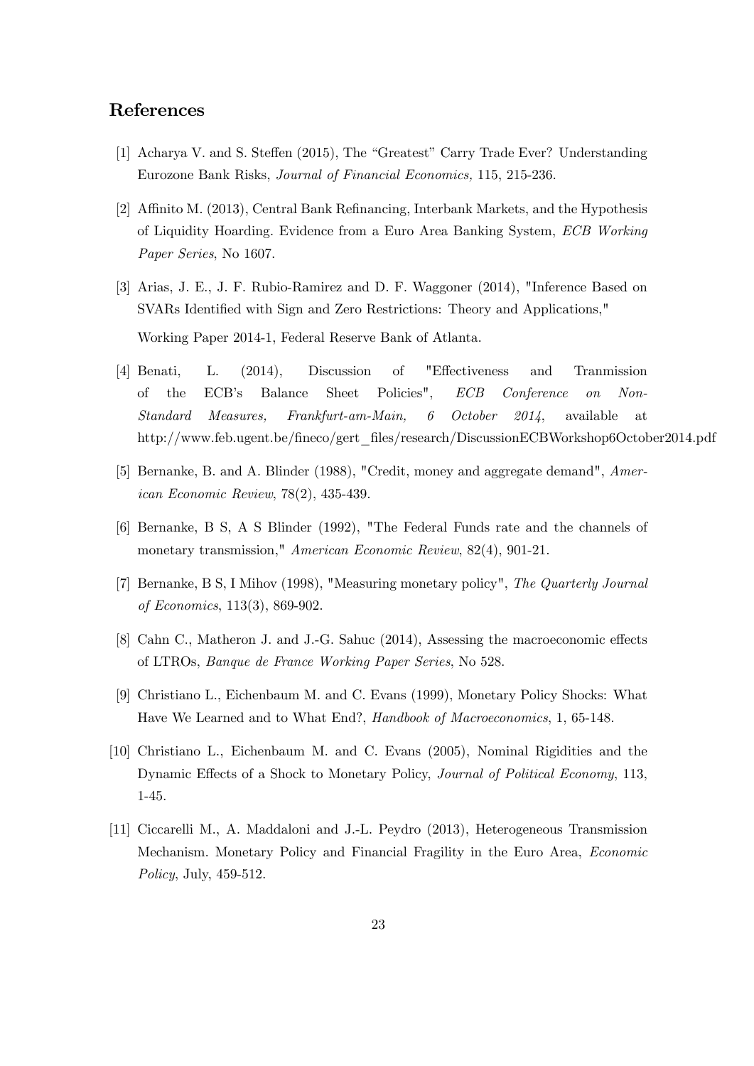## References

[1] Acharya V. and S. Steffen (2015), The "Greatest" Carry Trade Ever? Understanding Eurozone Bank Risks, *Journal of Financial Economics,* 115, 215-236.

[2] Affinito M. (2013), Central Bank Refinancing, Interbank Markets, and the Hypothesis of Liquidity Hoarding. Evidence from a Euro Area Banking System, *ECB Working Paper Series*, No 1607.

[3] Arias, J. E., J. F. Rubio-Ramirez and D. F. Waggoner (2014), "Inference Based on SVARs Identified with Sign and Zero Restrictions: Theory and Applications," Working Paper 2014-1, Federal Reserve Bank of Atlanta.

[4] Benati, L. (2014), Discussion of "Effectiveness and Tranmission of the ECB's Balance Sheet Policies", *ECB Conference on Non-Standard Measures, Frankfurt-am-Main, 6 October 2014*, available at http://www.feb.ugent.be/fineco/gert_files/research/DiscussionECBWorkshop6October2014.pdf

[5] Bernanke, B. and A. Blinder (1988), "Credit, money and aggregate demand", *American Economic Review*, 78(2), 435-439.

[6] Bernanke, B S, A S Blinder (1992), "The Federal Funds rate and the channels of monetary transmission," *American Economic Review*, 82(4), 901-21.

[7] Bernanke, B S, I Mihov (1998), "Measuring monetary policy", *The Quarterly Journal of Economics*, 113(3), 869-902.

[8] Cahn C., Matheron J. and J.-G. Sahuc (2014), Assessing the macroeconomic effects of LTROs, *Banque de France Working Paper Series*, No 528.

[9] Christiano L., Eichenbaum M. and C. Evans (1999), Monetary Policy Shocks: What Have We Learned and to What End?, *Handbook of Macroeconomics*, 1, 65-148.

[10] Christiano L., Eichenbaum M. and C. Evans (2005), Nominal Rigidities and the Dynamic Effects of a Shock to Monetary Policy, *Journal of Political Economy*, 113, 1-45.

[11] Ciccarelli M., A. Maddaloni and J.-L. Peydro (2013), Heterogeneous Transmission Mechanism. Monetary Policy and Financial Fragility in the Euro Area, *Economic Policy*, July, 459-512.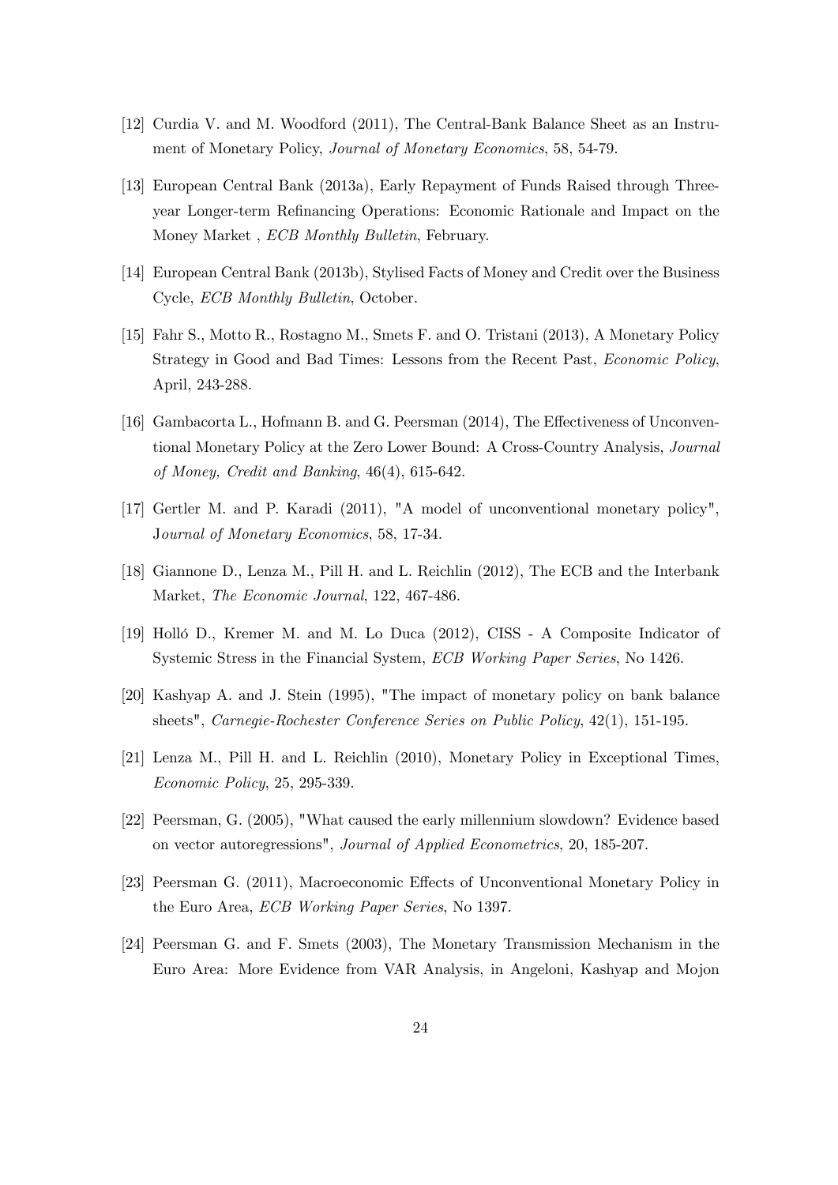[12] Curdia V. and M. Woodford (2011), The Central-Bank Balance Sheet as an Instrument of Monetary Policy, *Journal of Monetary Economics*, 58, 54-79.

[13] European Central Bank (2013a), Early Repayment of Funds Raised through Three-year Longer-term Refinancing Operations: Economic Rationale and Impact on the Money Market , *ECB Monthly Bulletin*, February.

[14] European Central Bank (2013b), Stylised Facts of Money and Credit over the Business Cycle, *ECB Monthly Bulletin*, October.

[15] Fahr S., Motto R., Rostagno M., Smets F. and O. Tristani (2013), A Monetary Policy Strategy in Good and Bad Times: Lessons from the Recent Past, *Economic Policy*, April, 243-288.

[16] Gambacorta L., Hofmann B. and G. Peersman (2014), The Effectiveness of Unconventional Monetary Policy at the Zero Lower Bound: A Cross-Country Analysis, *Journal of Money, Credit and Banking*, 46(4), 615-642.

[17] Gertler M. and P. Karadi (2011), "A model of unconventional monetary policy", *Journal of Monetary Economics*, 58, 17-34.

[18] Giannone D., Lenza M., Pill H. and L. Reichlin (2012), The ECB and the Interbank Market, *The Economic Journal*, 122, 467-486.

[19] Holló D., Kremer M. and M. Lo Duca (2012), CISS - A Composite Indicator of Systemic Stress in the Financial System, *ECB Working Paper Series*, No 1426.

[20] Kashyap A. and J. Stein (1995), "The impact of monetary policy on bank balance sheets", *Carnegie-Rochester Conference Series on Public Policy*, 42(1), 151-195.

[21] Lenza M., Pill H. and L. Reichlin (2010), Monetary Policy in Exceptional Times, *Economic Policy*, 25, 295-339.

[22] Peersman, G. (2005), "What caused the early millennium slowdown? Evidence based on vector autoregressions", *Journal of Applied Econometrics*, 20, 185-207.

[23] Peersman G. (2011), Macroeconomic Effects of Unconventional Monetary Policy in the Euro Area, *ECB Working Paper Series*, No 1397.

[24] Peersman G. and F. Smets (2003), The Monetary Transmission Mechanism in the Euro Area: More Evidence from VAR Analysis, in Angeloni, Kashyap and Mojon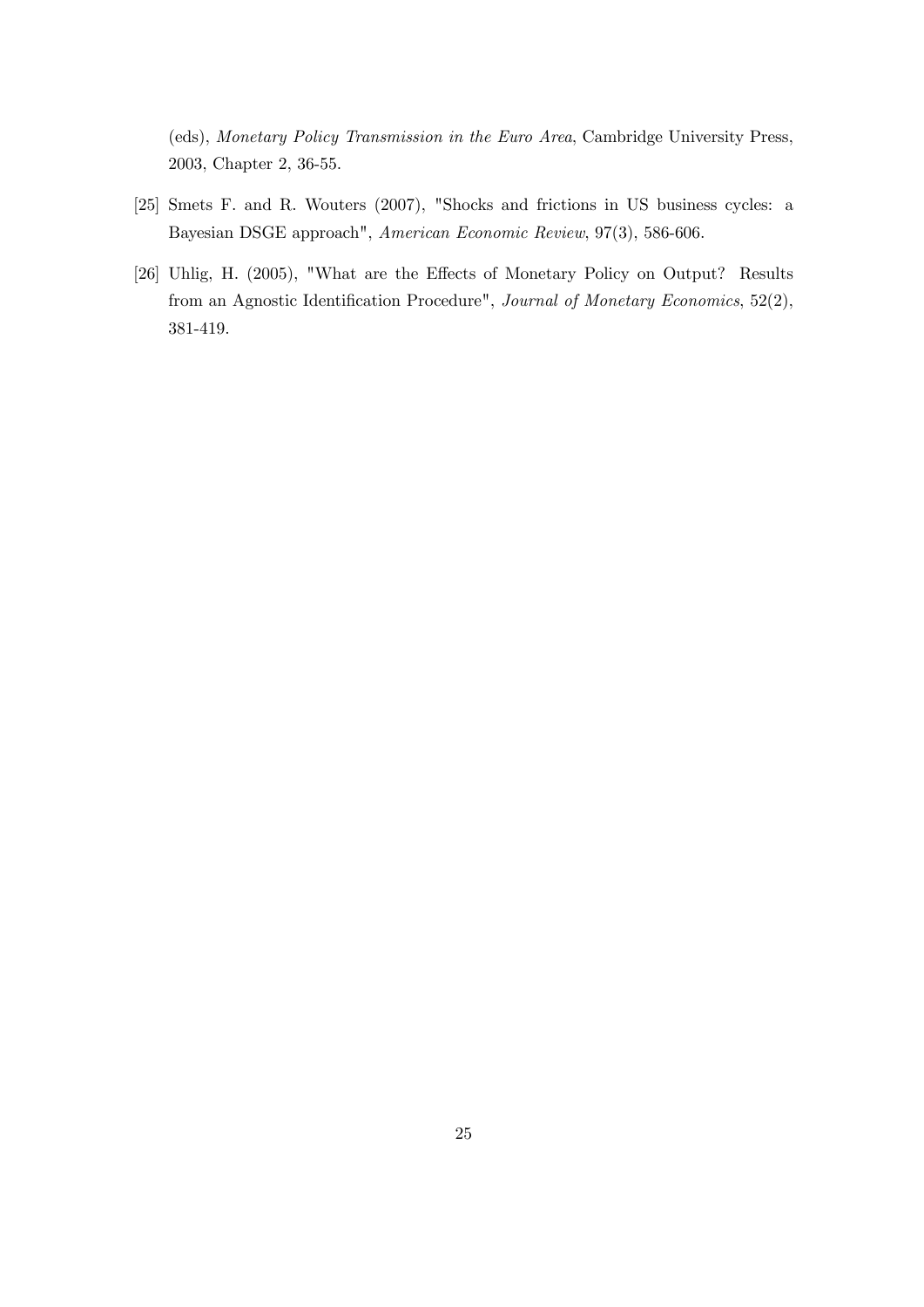(eds), *Monetary Policy Transmission in the Euro Area*, Cambridge University Press, 2003, Chapter 2, 36-55.

[25] Smets F. and R. Wouters (2007), "Shocks and frictions in US business cycles: a Bayesian DSGE approach", *American Economic Review*, 97(3), 586-606.

[26] Uhlig, H. (2005), "What are the Effects of Monetary Policy on Output? Results from an Agnostic Identification Procedure", *Journal of Monetary Economics*, 52(2), 381-419.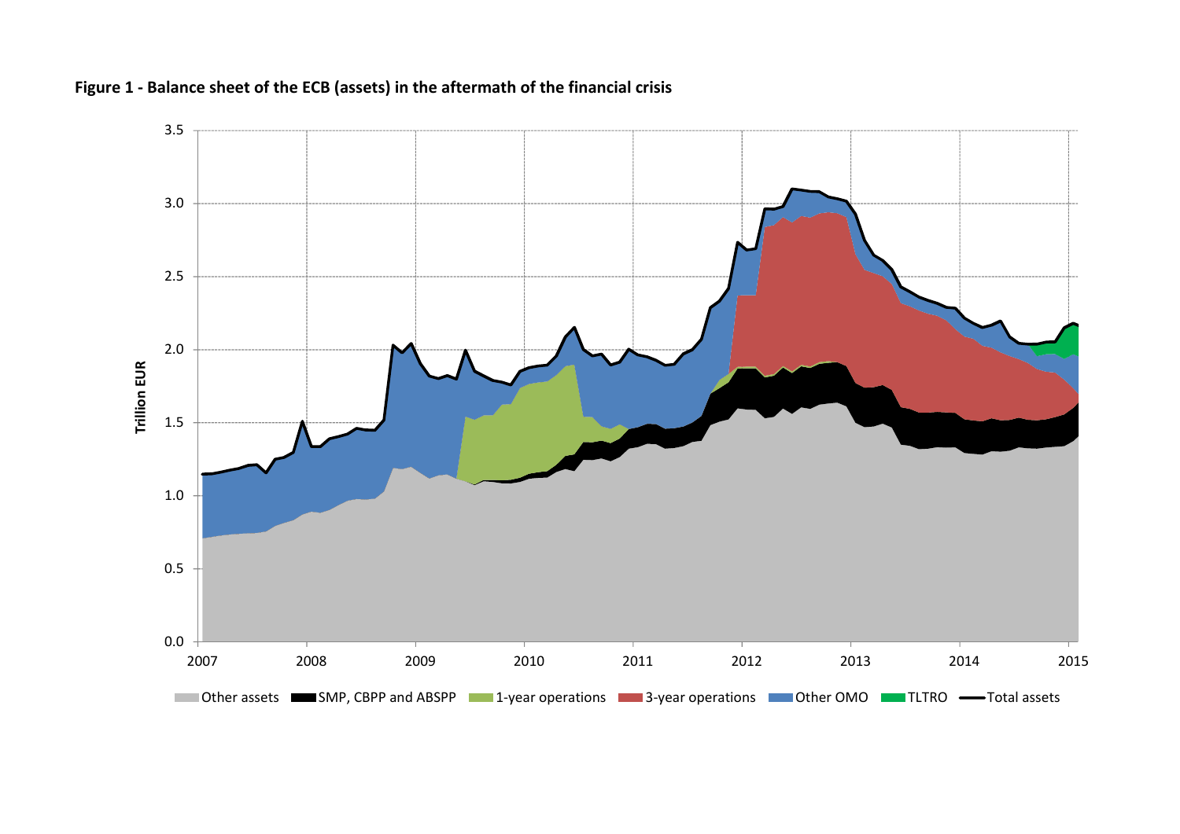**Figure 1 - Balance sheet of the ECB (assets) in the aftermath of the financial crisis**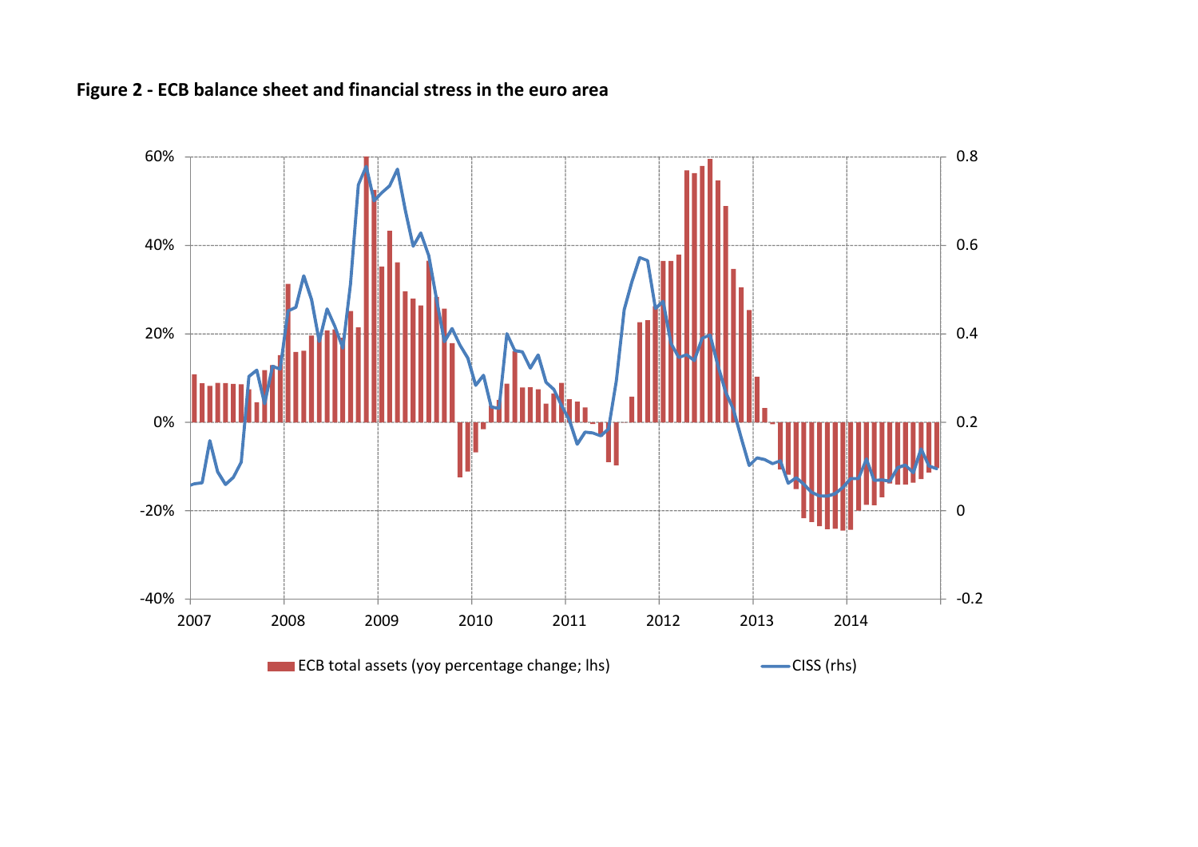**Figure 2 - ECB balance sheet and financial stress in the euro area**

ECB total assets (yoy percentage change; lhs) — CISS (rhs)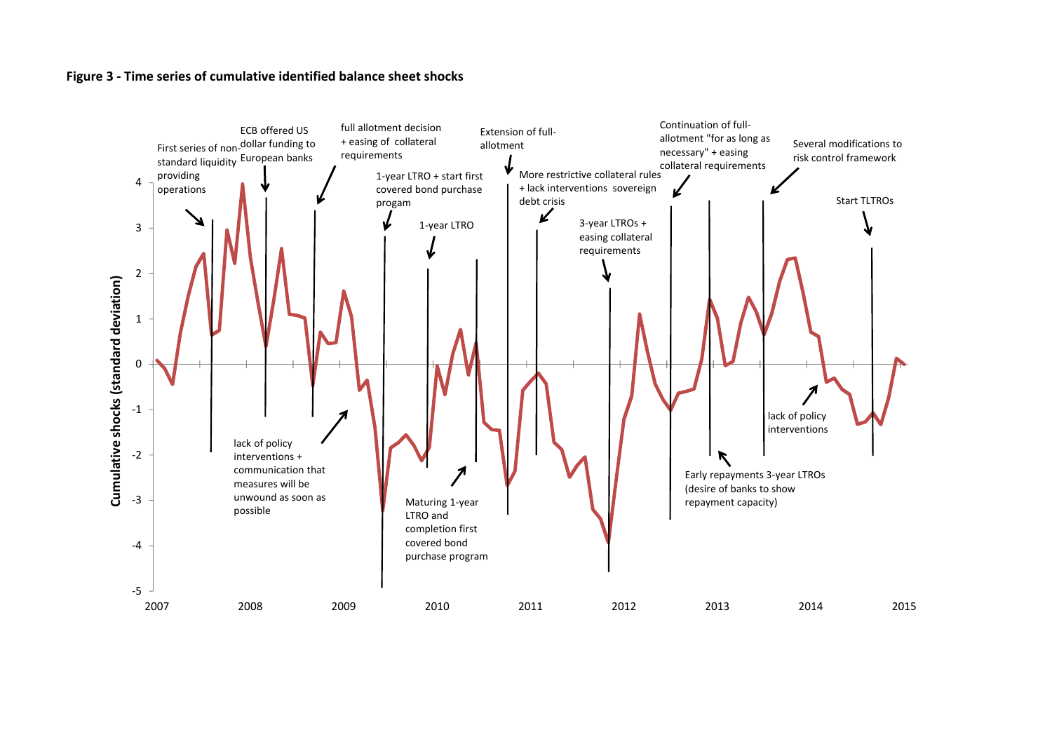**Figure 3 - Time series of cumulative identified balance sheet shocks**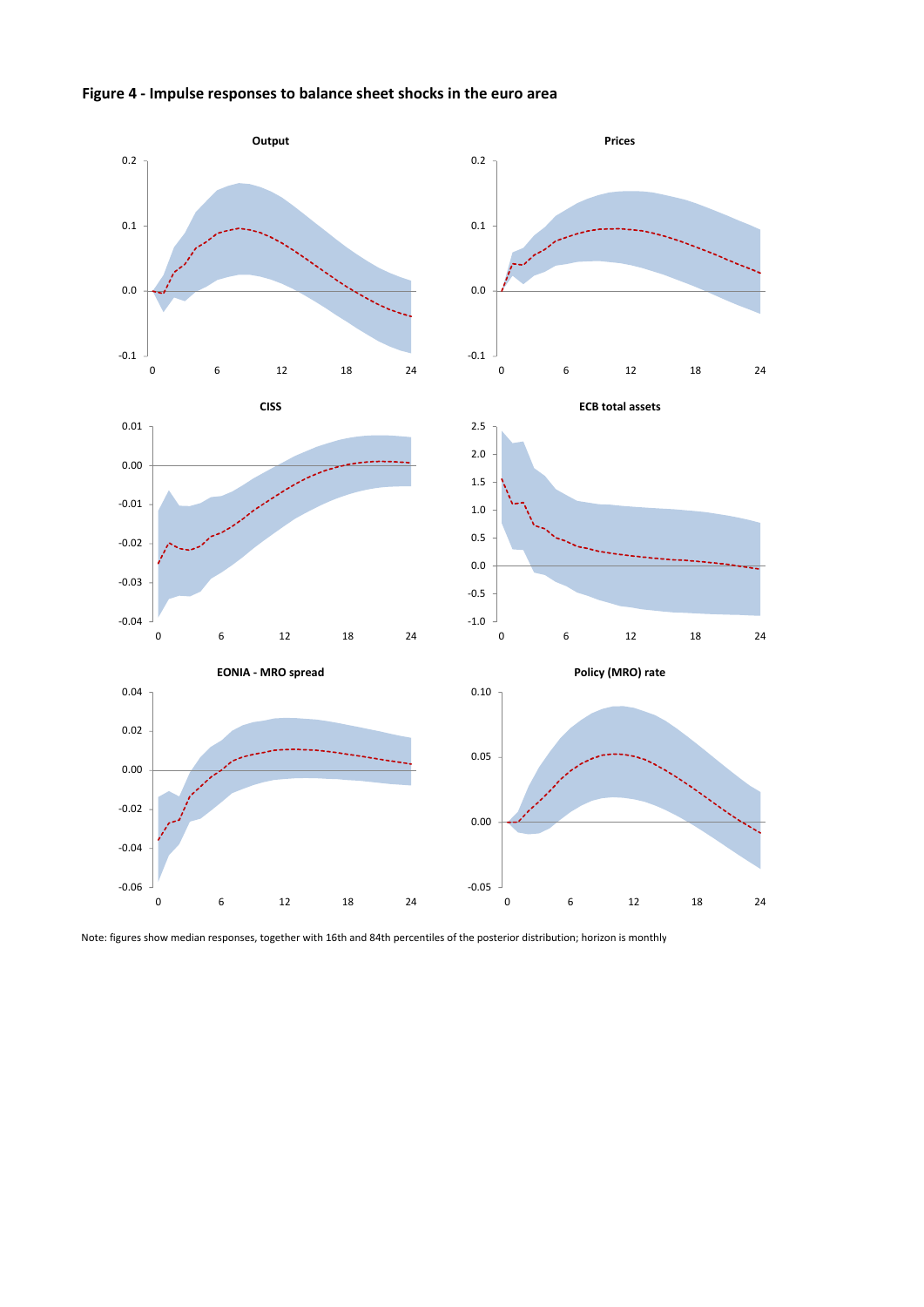**Figure 4 - Impulse responses to balance sheet shocks in the euro area**

Note: figures show median responses, together with 16th and 84th percentiles of the posterior distribution; horizon is monthly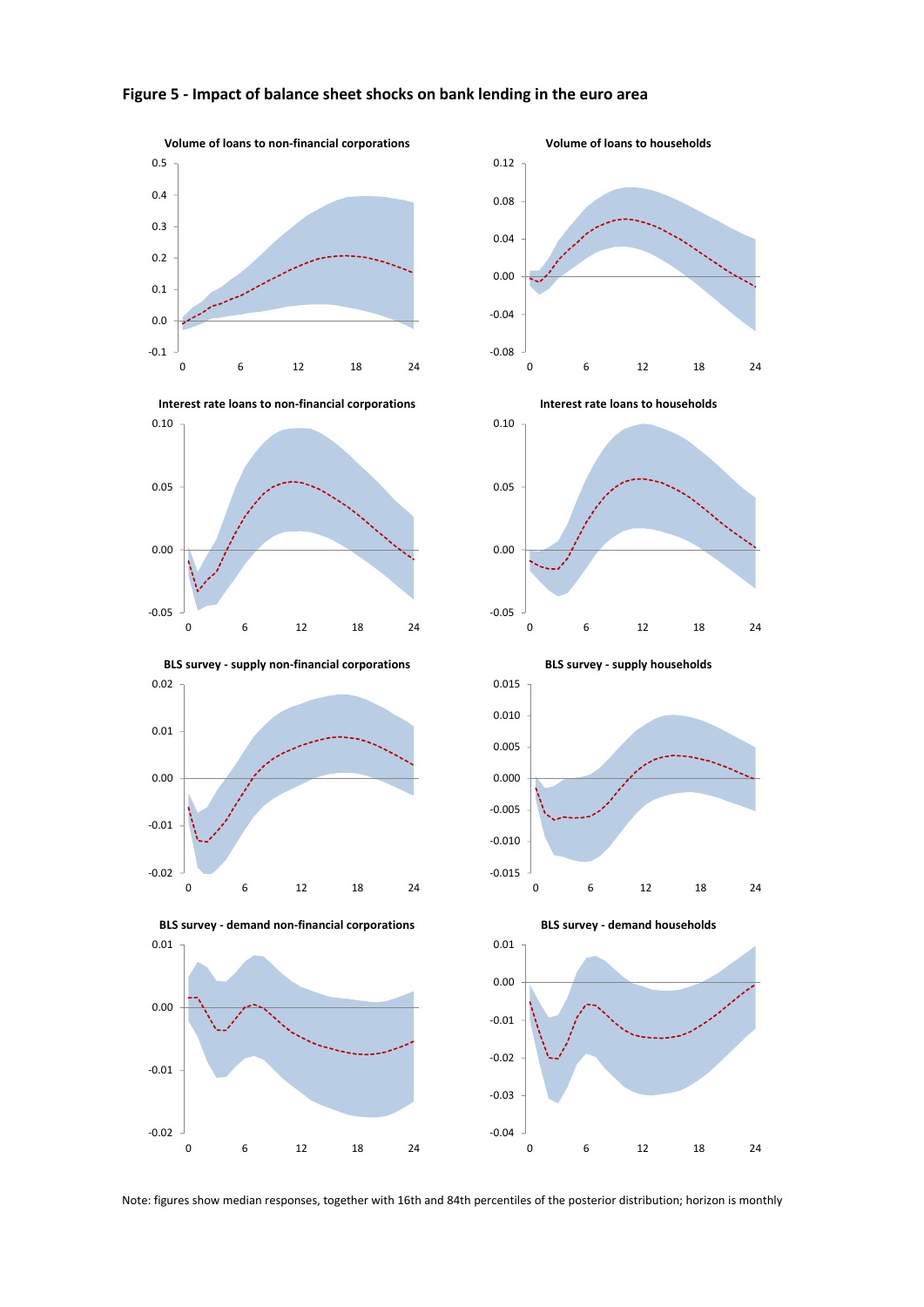## Figure 5 - Impact of balance sheet shocks on bank lending in the euro area

Note: figures show median responses, together with 16th and 84th percentiles of the posterior distribution; horizon is monthly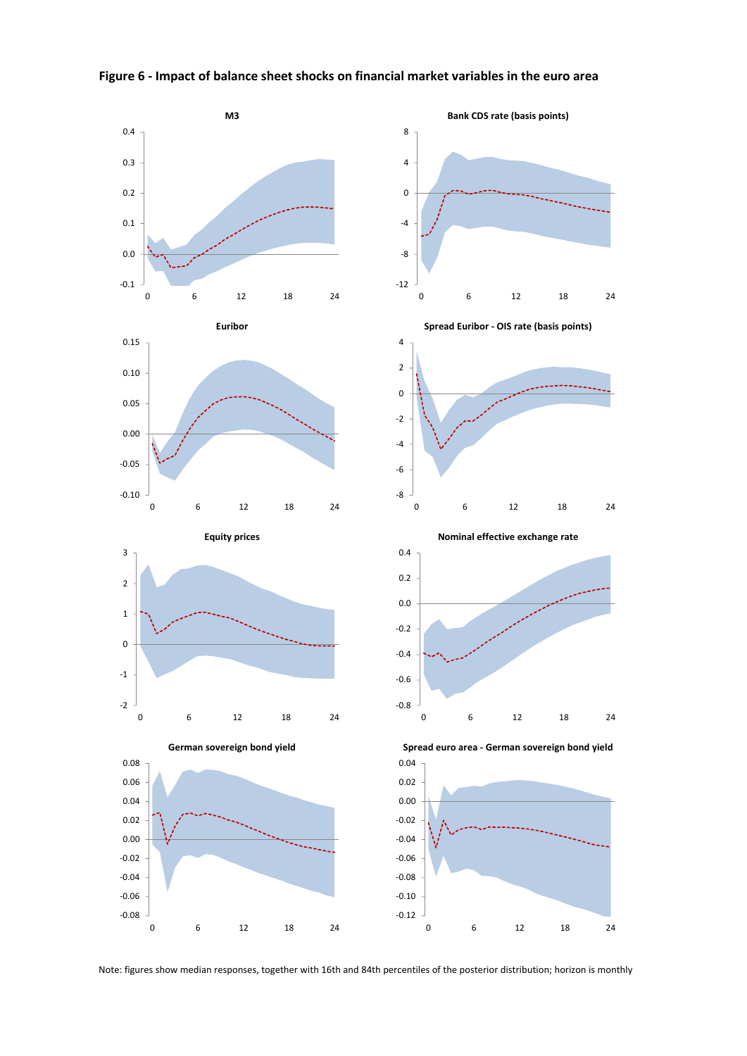**Figure 6 - Impact of balance sheet shocks on financial market variables in the euro area**

Note: figures show median responses, together with 16th and 84th percentiles of the posterior distribution; horizon is monthly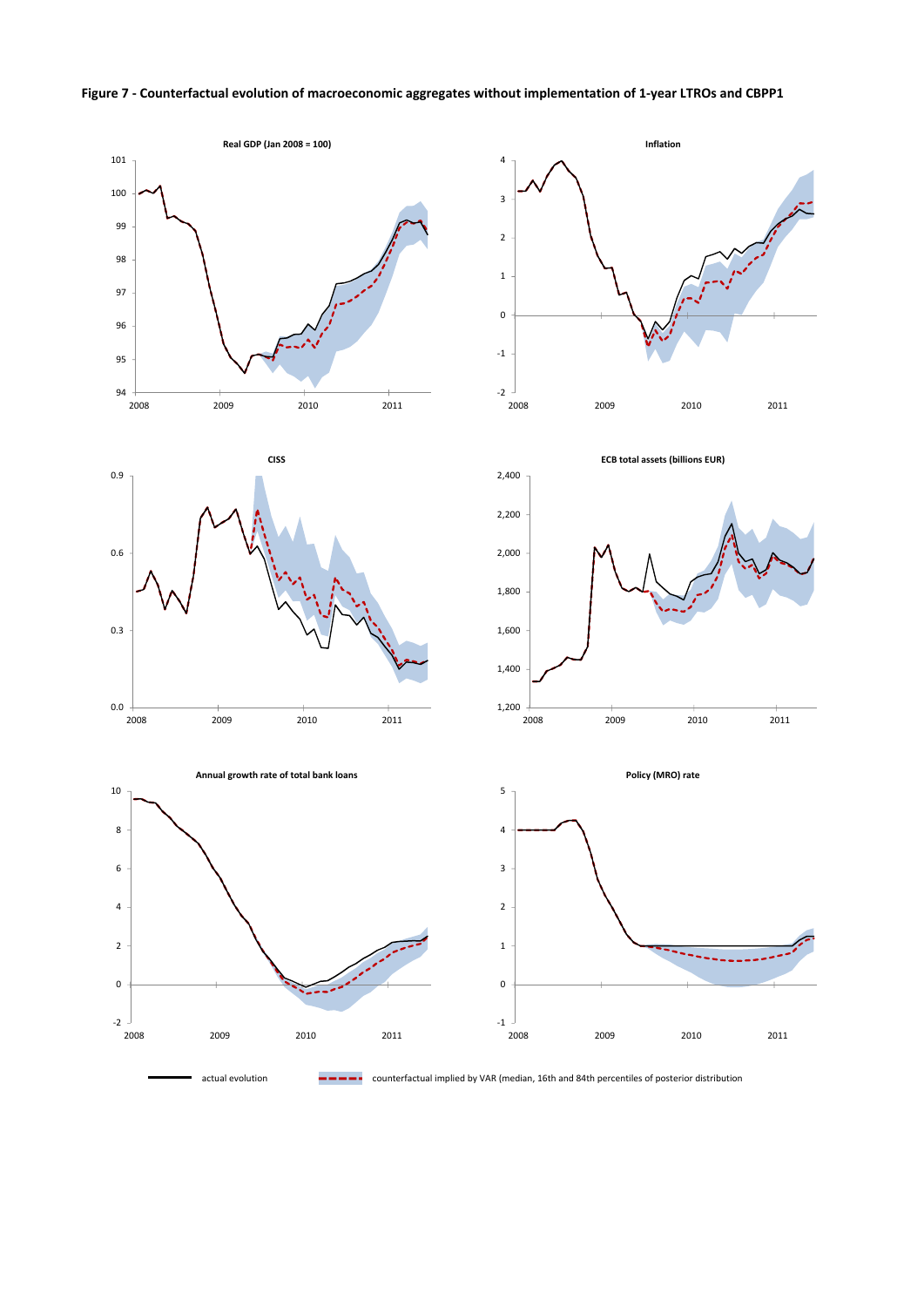**Figure 7 - Counterfactual evolution of macroeconomic aggregates without implementation of 1-year LTROs and CBPP1**

Real GDP (Jan 2008 = 100)

Inflation

CISS

ECB total assets (billions EUR)

Annual growth rate of total bank loans

Policy (MRO) rate

actual evolution — counterfactual implied by VAR (median, 16th and 84th percentiles of posterior distribution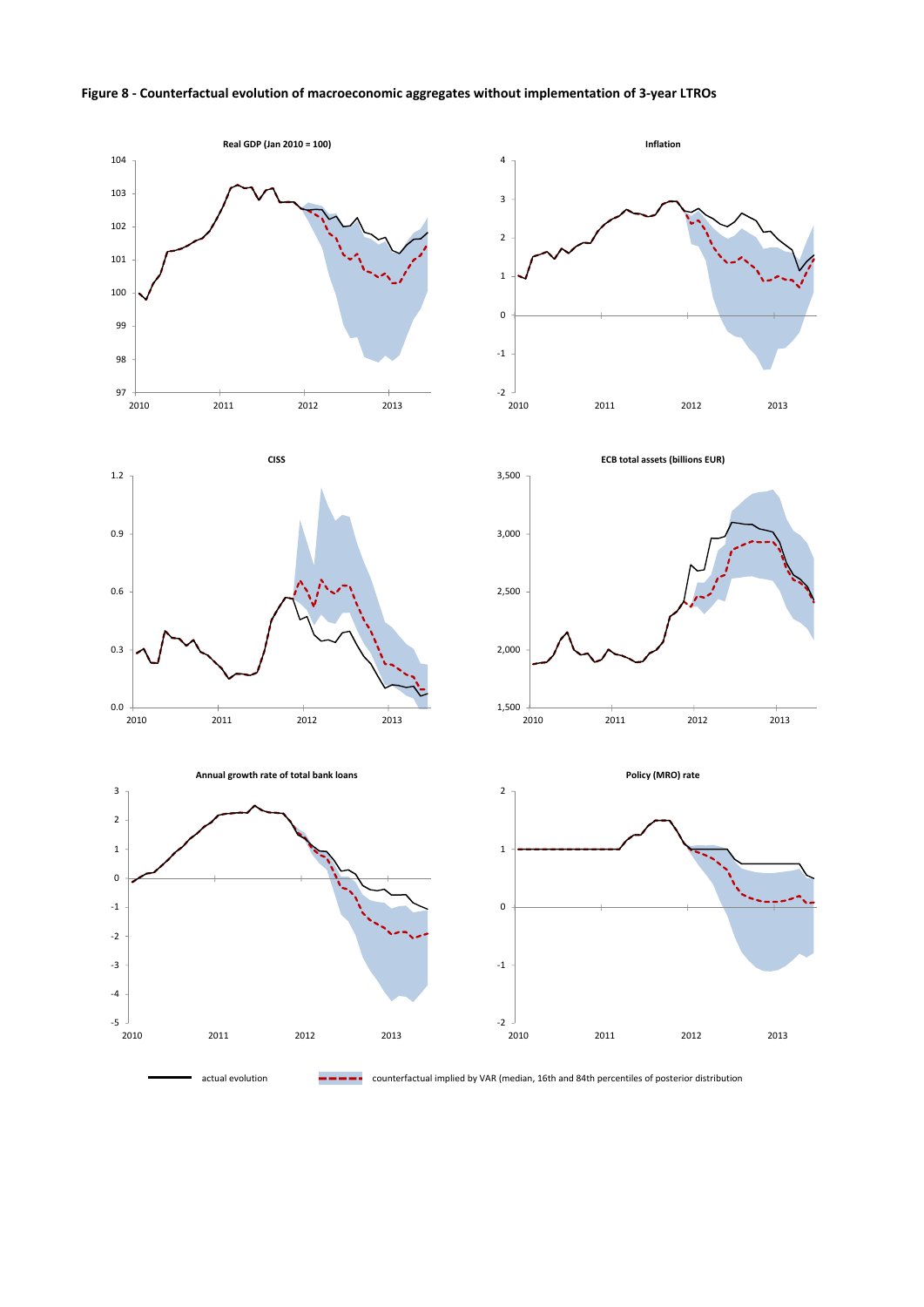**Figure 8 - Counterfactual evolution of macroeconomic aggregates without implementation of 3-year LTROs**

Real GDP (Jan 2010 = 100)

Inflation

CISS

ECB total assets (billions EUR)

Annual growth rate of total bank loans

Policy (MRO) rate

actual evolution

counterfactual implied by VAR (median, 16th and 84th percentiles of posterior distribution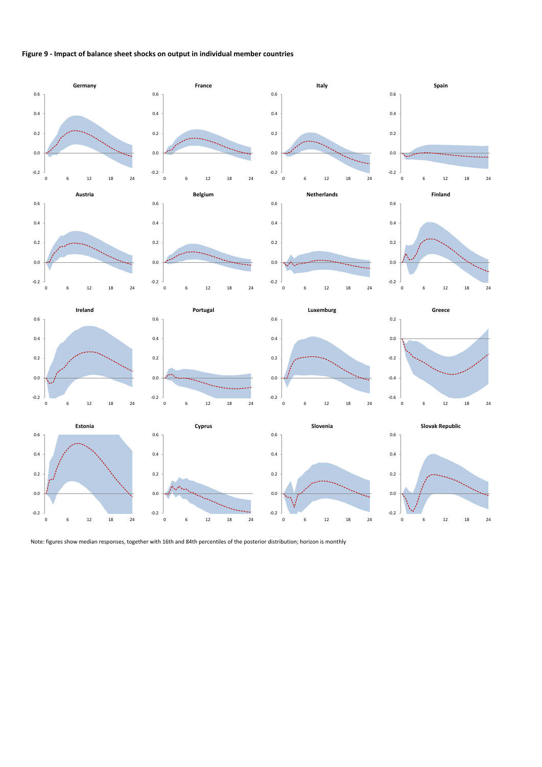**Figure 9 - Impact of balance sheet shocks on output in individual member countries**

Note: figures show median responses, together with 16th and 84th percentiles of the posterior distribution; horizon is monthly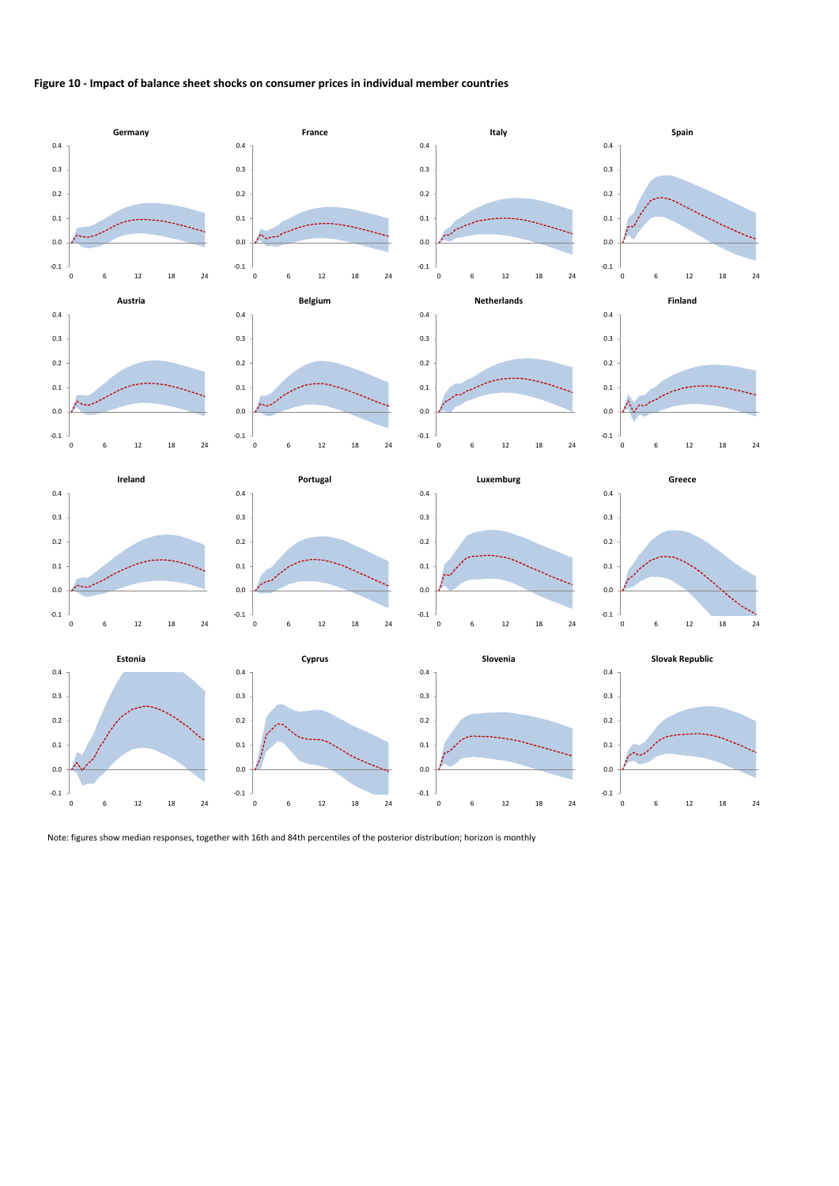**Figure 10 - Impact of balance sheet shocks on consumer prices in individual member countries**

Note: figures show median responses, together with 16th and 84th percentiles of the posterior distribution; horizon is monthly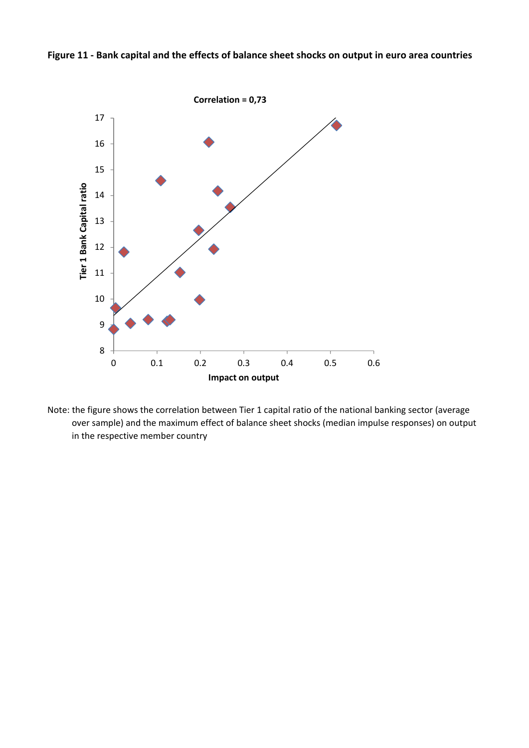**Figure 11 - Bank capital and the effects of balance sheet shocks on output in euro area countries**

Correlation = 0,73

Tier 1 Bank Capital ratio

17
16
15
14
13
12
11
10
9
8

0
0.1
0.2
0.3
0.4
0.5
0.6

Impact on output

Note: the figure shows the correlation between Tier 1 capital ratio of the national banking sector (average over sample) and the maximum effect of balance sheet shocks (median impulse responses) on output in the respective member country